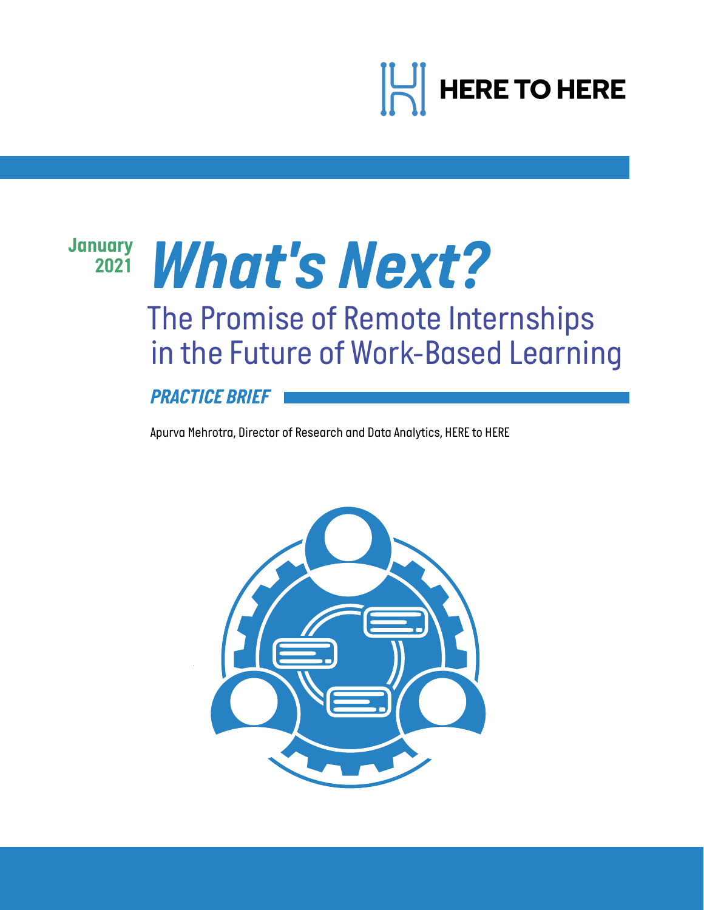HERE TO HERE

January 2021

# *What's Next?*

## The Promise of Remote Internships in the Future of Work-Based Learning

***PRACTICE BRIEF***

Apurva Mehrotra, Director of Research and Data Analytics, HERE to HERE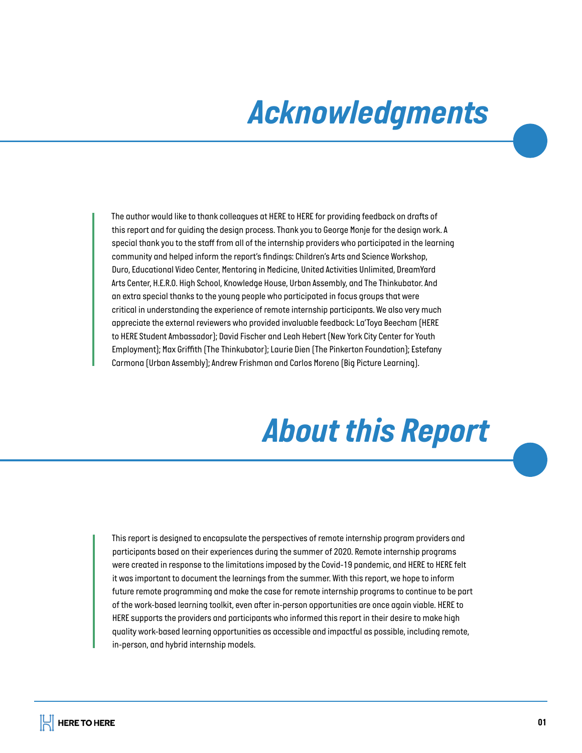# Acknowledgments

The author would like to thank colleagues at HERE to HERE for providing feedback on drafts of this report and for guiding the design process. Thank you to George Monje for the design work. A special thank you to the staff from all of the internship providers who participated in the learning community and helped inform the report's findings: Children's Arts and Science Workshop, Duro, Educational Video Center, Mentoring in Medicine, United Activities Unlimited, DreamYard Arts Center, H.E.R.O. High School, Knowledge House, Urban Assembly, and The Thinkubator. And an extra special thanks to the young people who participated in focus groups that were critical in understanding the experience of remote internship participants. We also very much appreciate the external reviewers who provided invaluable feedback: La'Toya Beecham (HERE to HERE Student Ambassador); David Fischer and Leah Hebert (New York City Center for Youth Employment); Max Griffith (The Thinkubator); Laurie Dien (The Pinkerton Foundation); Estefany Carmona (Urban Assembly); Andrew Frishman and Carlos Moreno (Big Picture Learning).

# About this Report

This report is designed to encapsulate the perspectives of remote internship program providers and participants based on their experiences during the summer of 2020. Remote internship programs were created in response to the limitations imposed by the Covid-19 pandemic, and HERE to HERE felt it was important to document the learnings from the summer. With this report, we hope to inform future remote programming and make the case for remote internship programs to continue to be part of the work-based learning toolkit, even after in-person opportunities are once again viable. HERE to HERE supports the providers and participants who informed this report in their desire to make high quality work-based learning opportunities as accessible and impactful as possible, including remote, in-person, and hybrid internship models.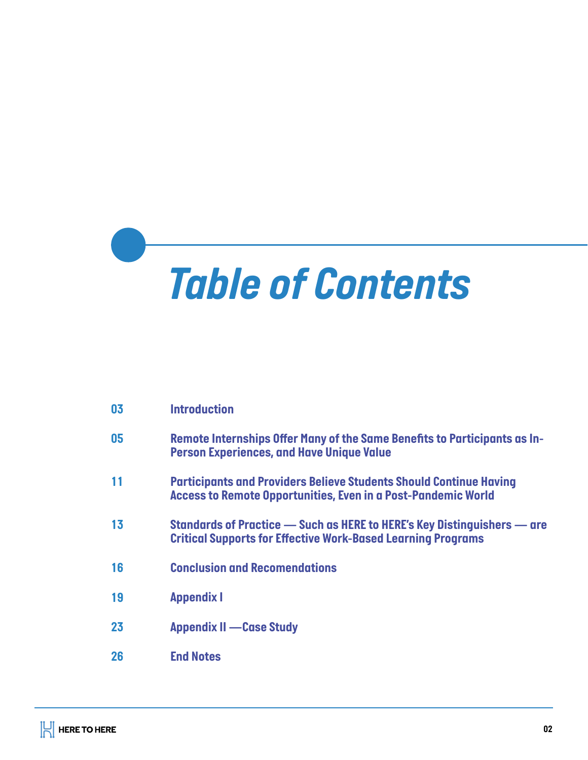# Table of Contents

| | |
|---|---|
| 03 | Introduction |
| 05 | Remote Internships Offer Many of the Same Benefits to Participants as In-Person Experiences, and Have Unique Value |
| 11 | Participants and Providers Believe Students Should Continue Having Access to Remote Opportunities, Even in a Post-Pandemic World |
| 13 | Standards of Practice — Such as HERE to HERE's Key Distinguishers — are Critical Supports for Effective Work-Based Learning Programs |
| 16 | Conclusion and Recomendations |
| 19 | Appendix I |
| 23 | Appendix II —Case Study |
| 26 | End Notes |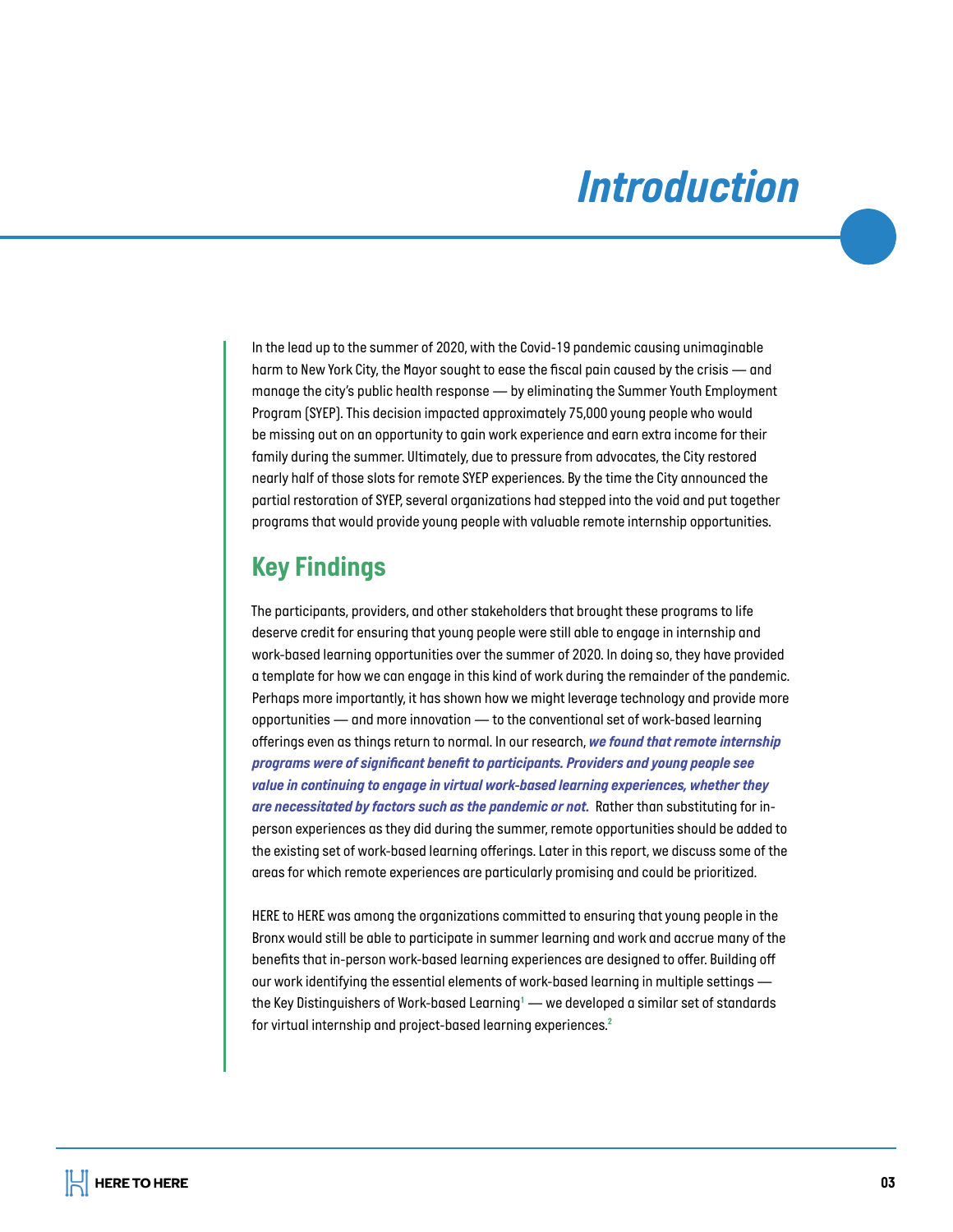# Introduction

In the lead up to the summer of 2020, with the Covid-19 pandemic causing unimaginable harm to New York City, the Mayor sought to ease the fiscal pain caused by the crisis — and manage the city's public health response — by eliminating the Summer Youth Employment Program (SYEP). This decision impacted approximately 75,000 young people who would be missing out on an opportunity to gain work experience and earn extra income for their family during the summer. Ultimately, due to pressure from advocates, the City restored nearly half of those slots for remote SYEP experiences. By the time the City announced the partial restoration of SYEP, several organizations had stepped into the void and put together programs that would provide young people with valuable remote internship opportunities.

## Key Findings

The participants, providers, and other stakeholders that brought these programs to life deserve credit for ensuring that young people were still able to engage in internship and work-based learning opportunities over the summer of 2020. In doing so, they have provided a template for how we can engage in this kind of work during the remainder of the pandemic. Perhaps more importantly, it has shown how we might leverage technology and provide more opportunities — and more innovation — to the conventional set of work-based learning offerings even as things return to normal. In our research, ***we found that remote internship programs were of significant benefit to participants. Providers and young people see value in continuing to engage in virtual work-based learning experiences, whether they are necessitated by factors such as the pandemic or not.*** Rather than substituting for in-person experiences as they did during the summer, remote opportunities should be added to the existing set of work-based learning offerings. Later in this report, we discuss some of the areas for which remote experiences are particularly promising and could be prioritized.

HERE to HERE was among the organizations committed to ensuring that young people in the Bronx would still be able to participate in summer learning and work and accrue many of the benefits that in-person work-based learning experiences are designed to offer. Building off our work identifying the essential elements of work-based learning in multiple settings — the Key Distinguishers of Work-based Learning[1] — we developed a similar set of standards for virtual internship and project-based learning experiences.[2]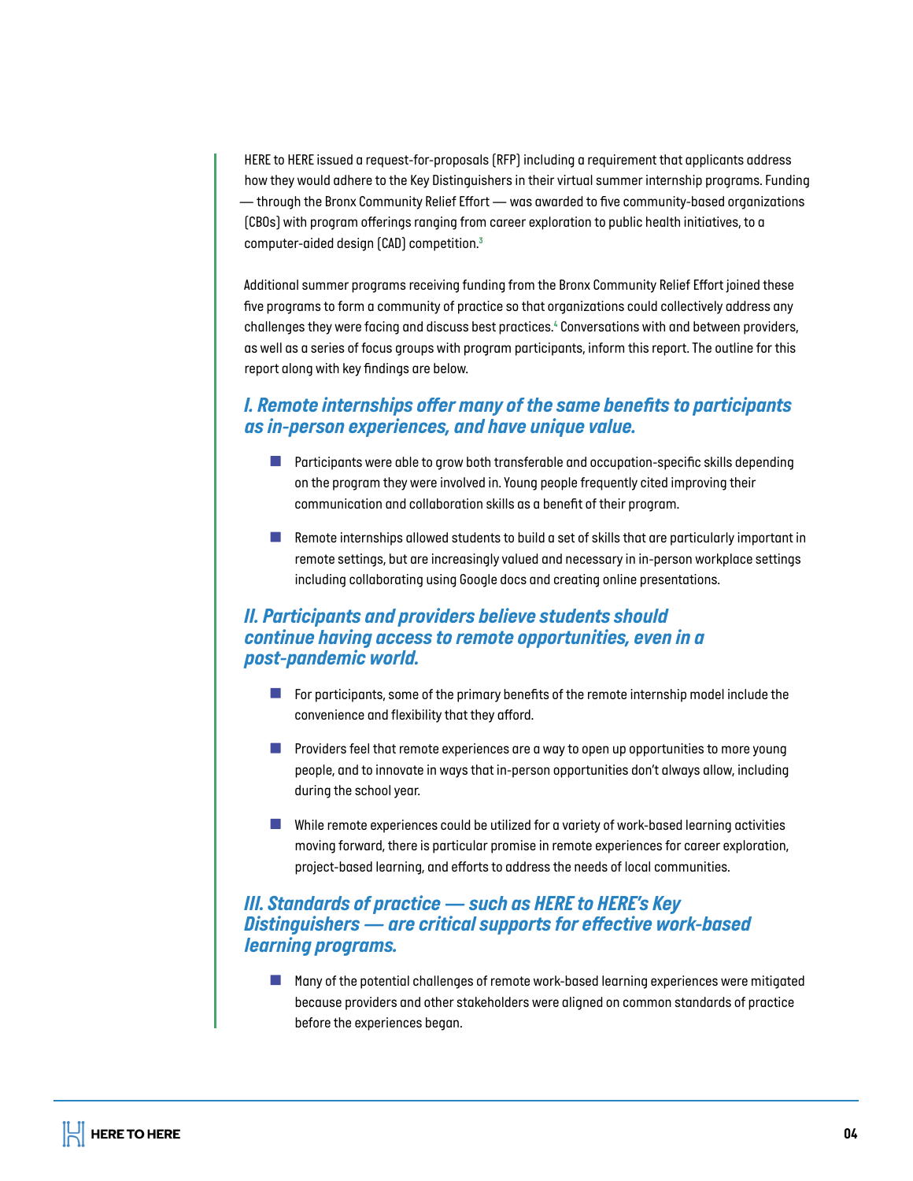HERE to HERE issued a request-for-proposals (RFP) including a requirement that applicants address how they would adhere to the Key Distinguishers in their virtual summer internship programs. Funding — through the Bronx Community Relief Effort — was awarded to five community-based organizations (CBOs) with program offerings ranging from career exploration to public health initiatives, to a computer-aided design (CAD) competition.[3]

Additional summer programs receiving funding from the Bronx Community Relief Effort joined these five programs to form a community of practice so that organizations could collectively address any challenges they were facing and discuss best practices.[4] Conversations with and between providers, as well as a series of focus groups with program participants, inform this report. The outline for this report along with key findings are below.

### *I. Remote internships offer many of the same benefits to participants as in-person experiences, and have unique value.*

- Participants were able to grow both transferable and occupation-specific skills depending on the program they were involved in. Young people frequently cited improving their communication and collaboration skills as a benefit of their program.
- Remote internships allowed students to build a set of skills that are particularly important in remote settings, but are increasingly valued and necessary in in-person workplace settings including collaborating using Google docs and creating online presentations.

### *II. Participants and providers believe students should continue having access to remote opportunities, even in a post-pandemic world.*

- For participants, some of the primary benefits of the remote internship model include the convenience and flexibility that they afford.
- Providers feel that remote experiences are a way to open up opportunities to more young people, and to innovate in ways that in-person opportunities don't always allow, including during the school year.
- While remote experiences could be utilized for a variety of work-based learning activities moving forward, there is particular promise in remote experiences for career exploration, project-based learning, and efforts to address the needs of local communities.

### *III. Standards of practice — such as HERE to HERE's Key Distinguishers — are critical supports for effective work-based learning programs.*

- Many of the potential challenges of remote work-based learning experiences were mitigated because providers and other stakeholders were aligned on common standards of practice before the experiences began.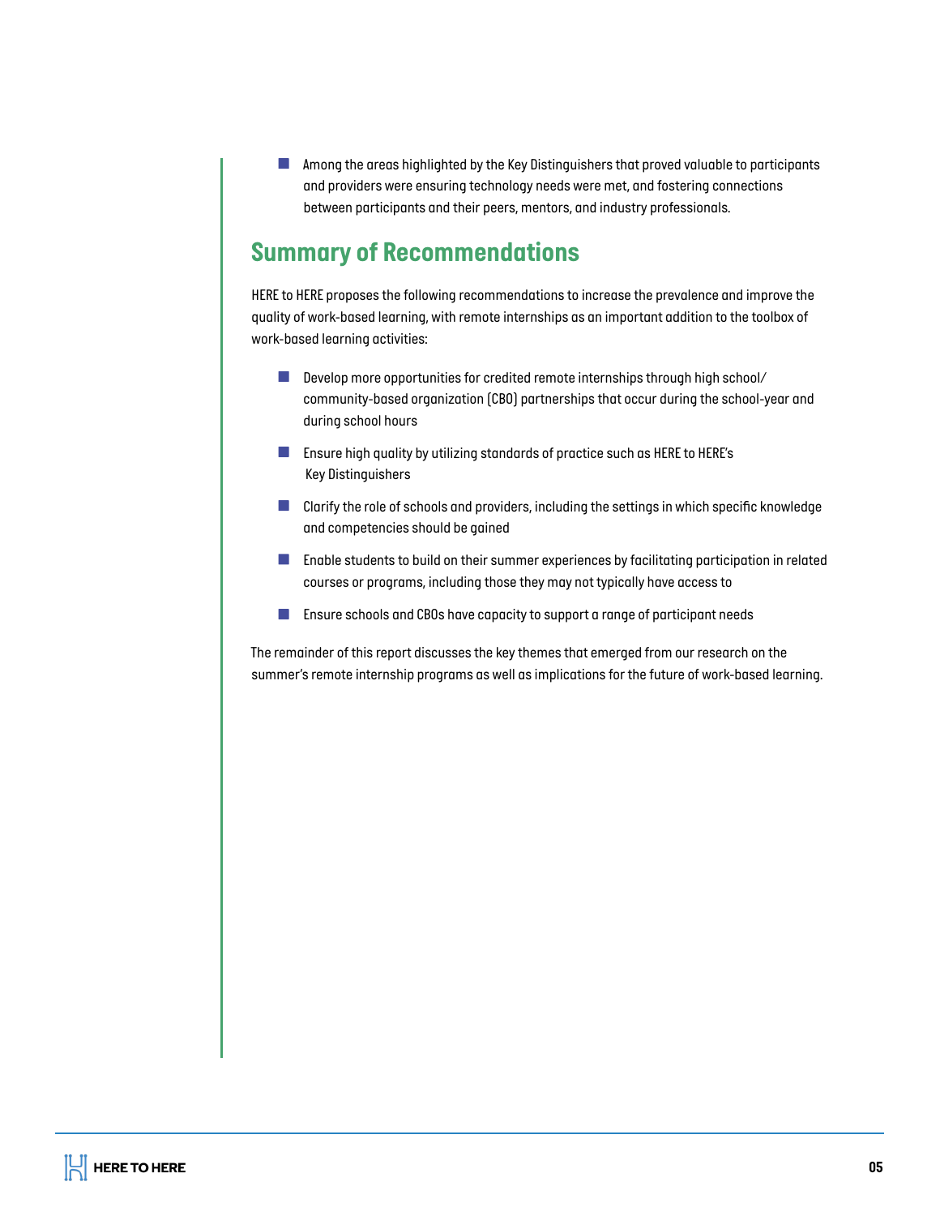- Among the areas highlighted by the Key Distinguishers that proved valuable to participants and providers were ensuring technology needs were met, and fostering connections between participants and their peers, mentors, and industry professionals.

## Summary of Recommendations

HERE to HERE proposes the following recommendations to increase the prevalence and improve the quality of work-based learning, with remote internships as an important addition to the toolbox of work-based learning activities:

- Develop more opportunities for credited remote internships through high school/ community-based organization (CBO) partnerships that occur during the school-year and during school hours
- Ensure high quality by utilizing standards of practice such as HERE to HERE's Key Distinguishers
- Clarify the role of schools and providers, including the settings in which specific knowledge and competencies should be gained
- Enable students to build on their summer experiences by facilitating participation in related courses or programs, including those they may not typically have access to
- Ensure schools and CBOs have capacity to support a range of participant needs

The remainder of this report discusses the key themes that emerged from our research on the summer's remote internship programs as well as implications for the future of work-based learning.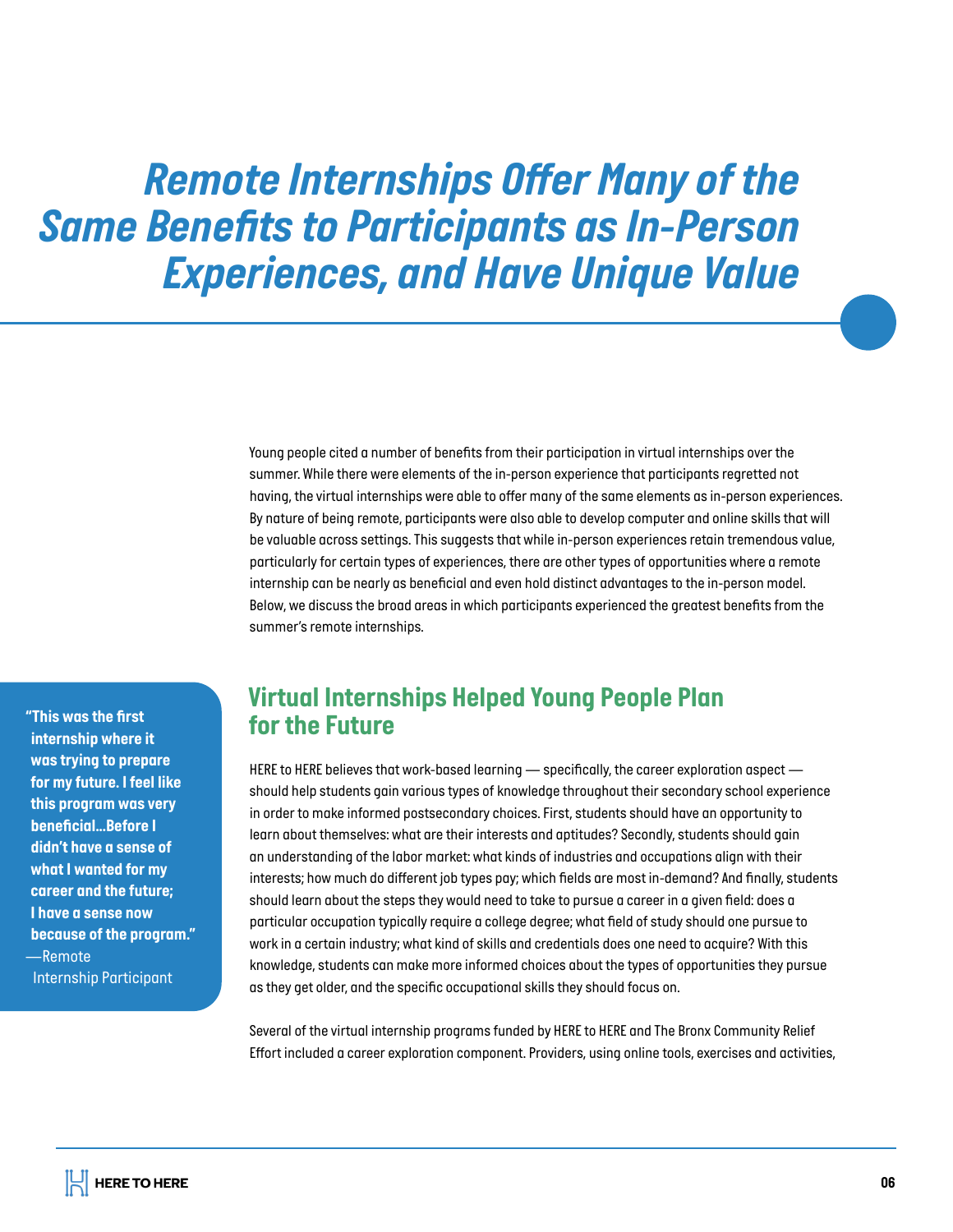# *Remote Internships Offer Many of the Same Benefits to Participants as In-Person Experiences, and Have Unique Value*

Young people cited a number of benefits from their participation in virtual internships over the summer. While there were elements of the in-person experience that participants regretted not having, the virtual internships were able to offer many of the same elements as in-person experiences. By nature of being remote, participants were also able to develop computer and online skills that will be valuable across settings. This suggests that while in-person experiences retain tremendous value, particularly for certain types of experiences, there are other types of opportunities where a remote internship can be nearly as beneficial and even hold distinct advantages to the in-person model. Below, we discuss the broad areas in which participants experienced the greatest benefits from the summer's remote internships.

## Virtual Internships Helped Young People Plan for the Future

> **"This was the first internship where it was trying to prepare for my future. I feel like this program was very beneficial...Before I didn't have a sense of what I wanted for my career and the future; I have a sense now because of the program."**
> —Remote Internship Participant

HERE to HERE believes that work-based learning — specifically, the career exploration aspect — should help students gain various types of knowledge throughout their secondary school experience in order to make informed postsecondary choices. First, students should have an opportunity to learn about themselves: what are their interests and aptitudes? Secondly, students should gain an understanding of the labor market: what kinds of industries and occupations align with their interests; how much do different job types pay; which fields are most in-demand? And finally, students should learn about the steps they would need to take to pursue a career in a given field: does a particular occupation typically require a college degree; what field of study should one pursue to work in a certain industry; what kind of skills and credentials does one need to acquire? With this knowledge, students can make more informed choices about the types of opportunities they pursue as they get older, and the specific occupational skills they should focus on.

Several of the virtual internship programs funded by HERE to HERE and The Bronx Community Relief Effort included a career exploration component. Providers, using online tools, exercises and activities,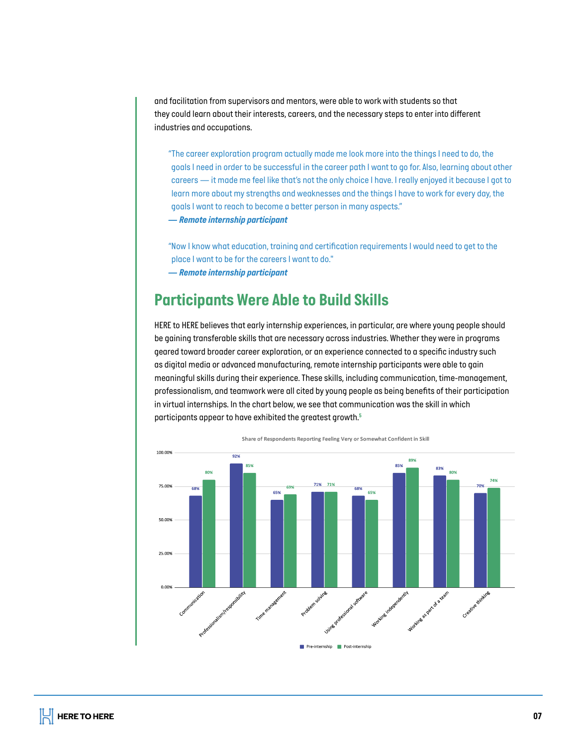and facilitation from supervisors and mentors, were able to work with students so that they could learn about their interests, careers, and the necessary steps to enter into different industries and occupations.

> "The career exploration program actually made me look more into the things I need to do, the goals I need in order to be successful in the career path I want to go for. Also, learning about other careers — it made me feel like that's not the only choice I have. I really enjoyed it because I got to learn more about my strengths and weaknesses and the things I have to work for every day, the goals I want to reach to become a better person in many aspects."
>
> **— *Remote internship participant***

> "Now I know what education, training and certification requirements I would need to get to the place I want to be for the careers I want to do."
>
> **— *Remote internship participant***

## Participants Were Able to Build Skills

HERE to HERE believes that early internship experiences, in particular, are where young people should be gaining transferable skills that are necessary across industries. Whether they were in programs geared toward broader career exploration, or an experience connected to a specific industry such as digital media or advanced manufacturing, remote internship participants were able to gain meaningful skills during their experience. These skills, including communication, time-management, professionalism, and teamwork were all cited by young people as being benefits of their participation in virtual internships. In the chart below, we see that communication was the skill in which participants appear to have exhibited the greatest growth.[5]

**Share of Respondents Reporting Feeling Very or Somewhat Confident in Skill**

| Skill | Pre-internship | Post-internship |
|---|---|---|
| Communication | 68% | 80% |
| Professionalism/responsibility | 92% | 85% |
| Time management | 65% | 69% |
| Problem solving | 71% | 71% |
| Using professional software | 68% | 65% |
| Working independently | 85% | 89% |
| Working as part of a team | 83% | 80% |
| Creative thinking | 70% | 74% |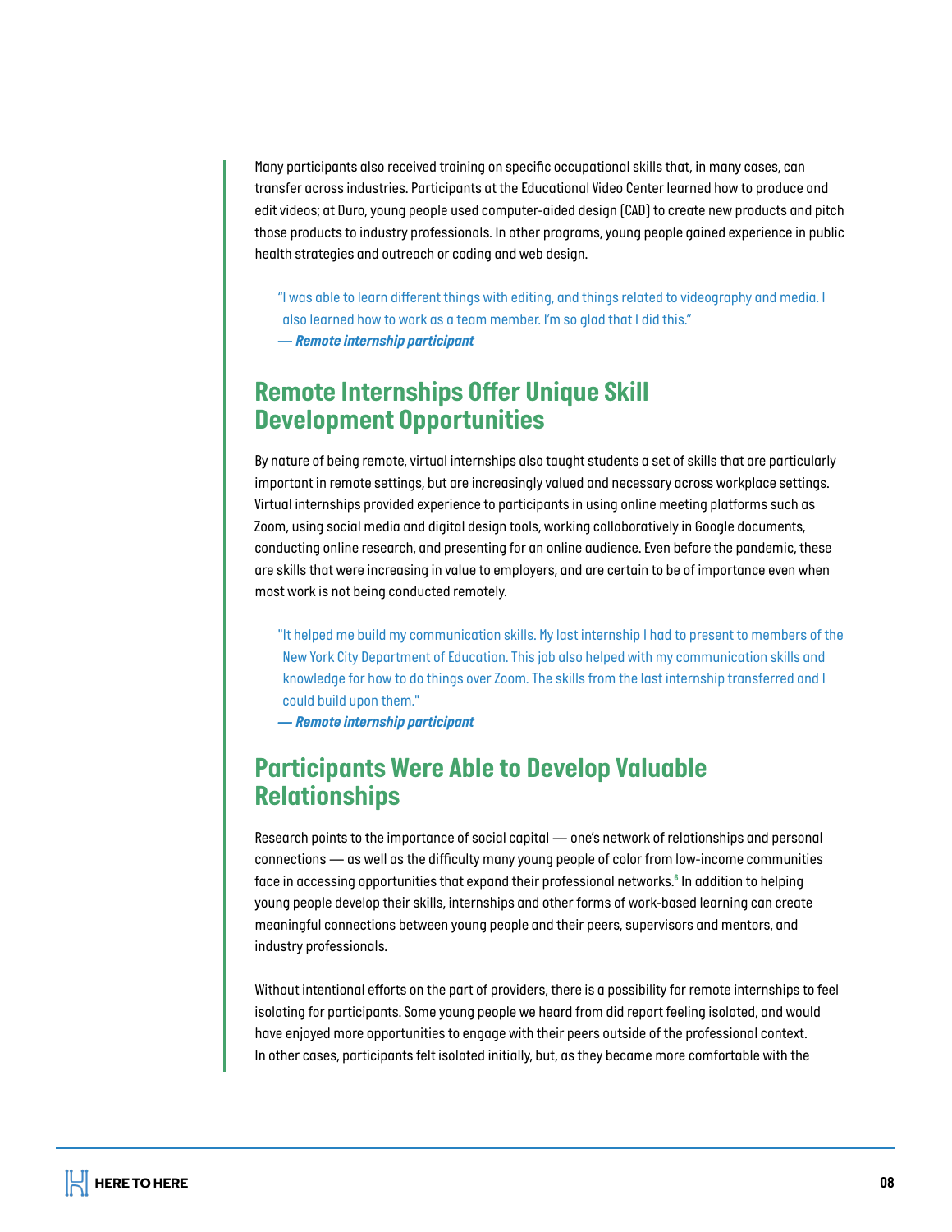Many participants also received training on specific occupational skills that, in many cases, can transfer across industries. Participants at the Educational Video Center learned how to produce and edit videos; at Duro, young people used computer-aided design (CAD) to create new products and pitch those products to industry professionals. In other programs, young people gained experience in public health strategies and outreach or coding and web design.

> "I was able to learn different things with editing, and things related to videography and media. I also learned how to work as a team member. I'm so glad that I did this."
> — ***Remote internship participant***

## Remote Internships Offer Unique Skill Development Opportunities

By nature of being remote, virtual internships also taught students a set of skills that are particularly important in remote settings, but are increasingly valued and necessary across workplace settings. Virtual internships provided experience to participants in using online meeting platforms such as Zoom, using social media and digital design tools, working collaboratively in Google documents, conducting online research, and presenting for an online audience. Even before the pandemic, these are skills that were increasing in value to employers, and are certain to be of importance even when most work is not being conducted remotely.

> "It helped me build my communication skills. My last internship I had to present to members of the New York City Department of Education. This job also helped with my communication skills and knowledge for how to do things over Zoom. The skills from the last internship transferred and I could build upon them."
> — ***Remote internship participant***

## Participants Were Able to Develop Valuable Relationships

Research points to the importance of social capital — one's network of relationships and personal connections — as well as the difficulty many young people of color from low-income communities face in accessing opportunities that expand their professional networks.[6] In addition to helping young people develop their skills, internships and other forms of work-based learning can create meaningful connections between young people and their peers, supervisors and mentors, and industry professionals.

Without intentional efforts on the part of providers, there is a possibility for remote internships to feel isolating for participants. Some young people we heard from did report feeling isolated, and would have enjoyed more opportunities to engage with their peers outside of the professional context. In other cases, participants felt isolated initially, but, as they became more comfortable with the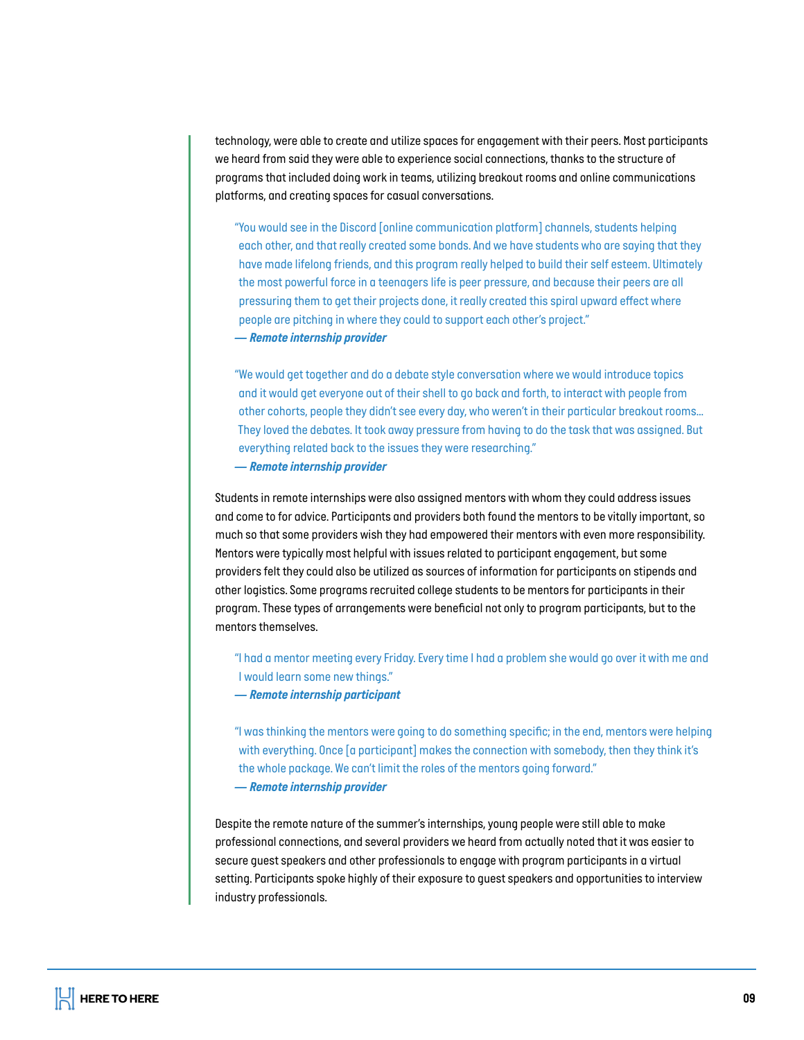technology, were able to create and utilize spaces for engagement with their peers. Most participants we heard from said they were able to experience social connections, thanks to the structure of programs that included doing work in teams, utilizing breakout rooms and online communications platforms, and creating spaces for casual conversations.

> "You would see in the Discord [online communication platform] channels, students helping each other, and that really created some bonds. And we have students who are saying that they have made lifelong friends, and this program really helped to build their self esteem. Ultimately the most powerful force in a teenagers life is peer pressure, and because their peers are all pressuring them to get their projects done, it really created this spiral upward effect where people are pitching in where they could to support each other's project."
>
> **— *Remote internship provider***

> "We would get together and do a debate style conversation where we would introduce topics and it would get everyone out of their shell to go back and forth, to interact with people from other cohorts, people they didn't see every day, who weren't in their particular breakout rooms... They loved the debates. It took away pressure from having to do the task that was assigned. But everything related back to the issues they were researching."
>
> **— *Remote internship provider***

Students in remote internships were also assigned mentors with whom they could address issues and come to for advice. Participants and providers both found the mentors to be vitally important, so much so that some providers wish they had empowered their mentors with even more responsibility. Mentors were typically most helpful with issues related to participant engagement, but some providers felt they could also be utilized as sources of information for participants on stipends and other logistics. Some programs recruited college students to be mentors for participants in their program. These types of arrangements were beneficial not only to program participants, but to the mentors themselves.

> "I had a mentor meeting every Friday. Every time I had a problem she would go over it with me and I would learn some new things."
>
> **— *Remote internship participant***

> "I was thinking the mentors were going to do something specific; in the end, mentors were helping with everything. Once [a participant] makes the connection with somebody, then they think it's the whole package. We can't limit the roles of the mentors going forward."
>
> **— *Remote internship provider***

Despite the remote nature of the summer's internships, young people were still able to make professional connections, and several providers we heard from actually noted that it was easier to secure guest speakers and other professionals to engage with program participants in a virtual setting. Participants spoke highly of their exposure to guest speakers and opportunities to interview industry professionals.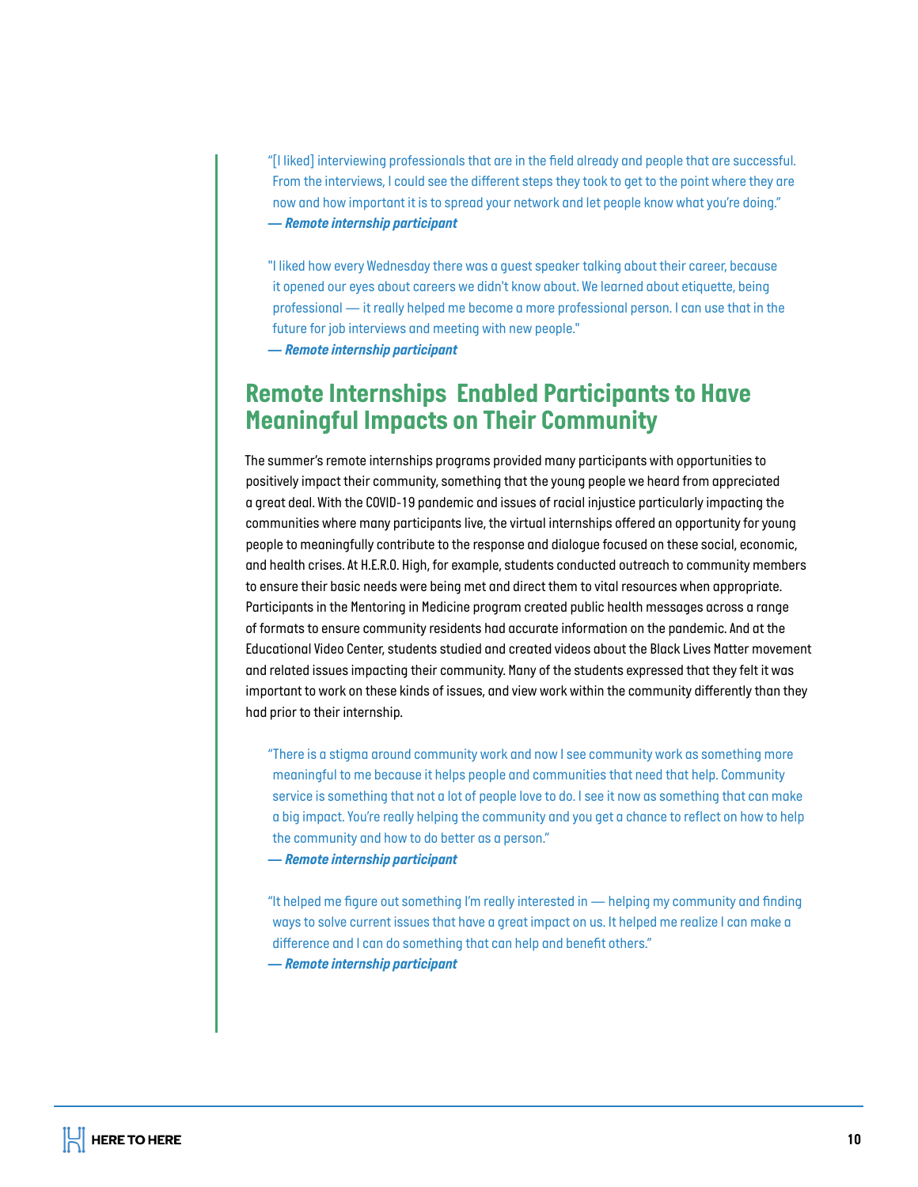"[I liked] interviewing professionals that are in the field already and people that are successful. From the interviews, I could see the different steps they took to get to the point where they are now and how important it is to spread your network and let people know what you're doing."
***— Remote internship participant***

"I liked how every Wednesday there was a guest speaker talking about their career, because it opened our eyes about careers we didn't know about. We learned about etiquette, being professional — it really helped me become a more professional person. I can use that in the future for job interviews and meeting with new people."
***— Remote internship participant***

## Remote Internships Enabled Participants to Have Meaningful Impacts on Their Community

The summer's remote internships programs provided many participants with opportunities to positively impact their community, something that the young people we heard from appreciated a great deal. With the COVID-19 pandemic and issues of racial injustice particularly impacting the communities where many participants live, the virtual internships offered an opportunity for young people to meaningfully contribute to the response and dialogue focused on these social, economic, and health crises. At H.E.R.O. High, for example, students conducted outreach to community members to ensure their basic needs were being met and direct them to vital resources when appropriate. Participants in the Mentoring in Medicine program created public health messages across a range of formats to ensure community residents had accurate information on the pandemic. And at the Educational Video Center, students studied and created videos about the Black Lives Matter movement and related issues impacting their community. Many of the students expressed that they felt it was important to work on these kinds of issues, and view work within the community differently than they had prior to their internship.

"There is a stigma around community work and now I see community work as something more meaningful to me because it helps people and communities that need that help. Community service is something that not a lot of people love to do. I see it now as something that can make a big impact. You're really helping the community and you get a chance to reflect on how to help the community and how to do better as a person."
***— Remote internship participant***

"It helped me figure out something I'm really interested in — helping my community and finding ways to solve current issues that have a great impact on us. It helped me realize I can make a difference and I can do something that can help and benefit others."
***— Remote internship participant***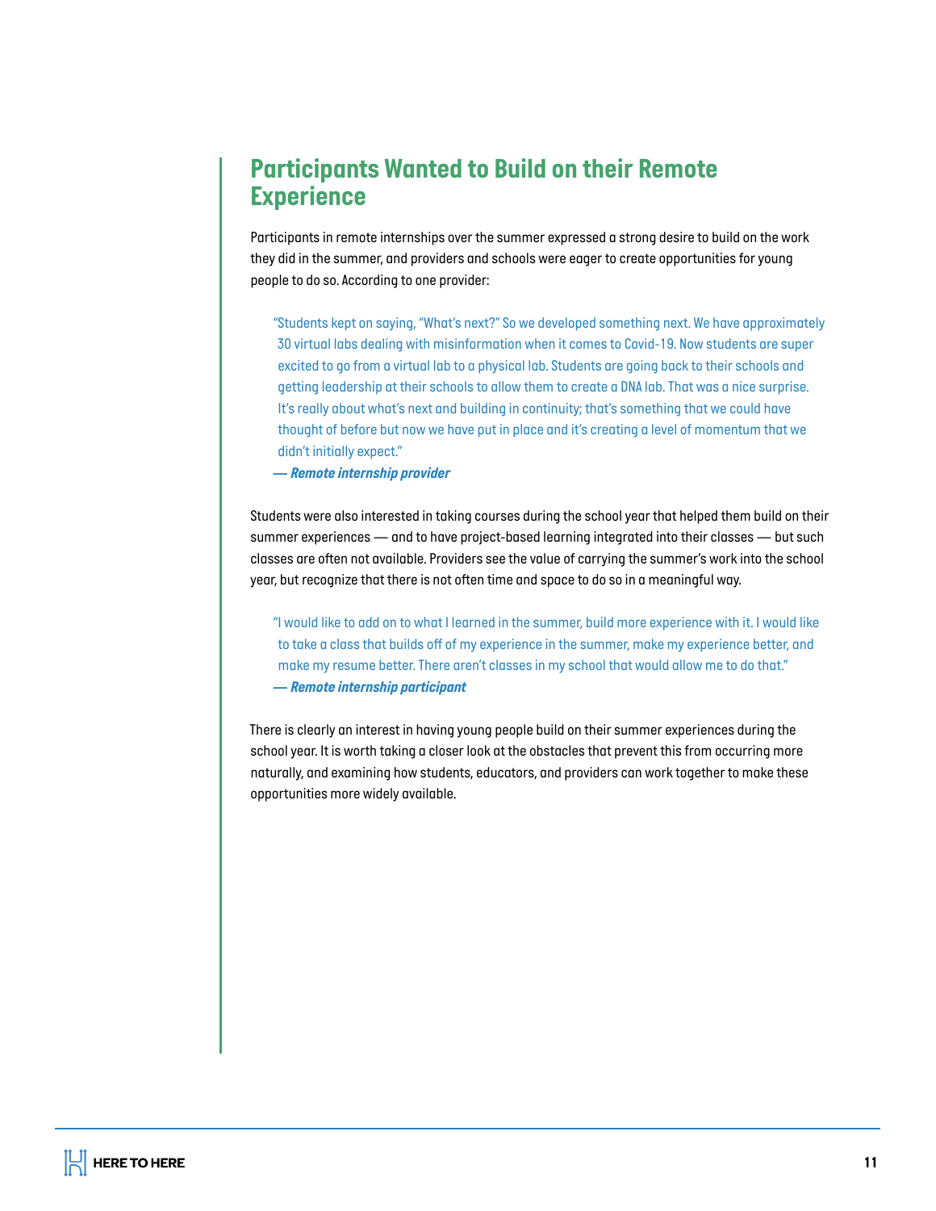## Participants Wanted to Build on their Remote Experience

Participants in remote internships over the summer expressed a strong desire to build on the work they did in the summer, and providers and schools were eager to create opportunities for young people to do so. According to one provider:

> "Students kept on saying, "What's next?" So we developed something next. We have approximately 30 virtual labs dealing with misinformation when it comes to Covid-19. Now students are super excited to go from a virtual lab to a physical lab. Students are going back to their schools and getting leadership at their schools to allow them to create a DNA lab. That was a nice surprise. It's really about what's next and building in continuity; that's something that we could have thought of before but now we have put in place and it's creating a level of momentum that we didn't initially expect."
>
> ***— Remote internship provider***

Students were also interested in taking courses during the school year that helped them build on their summer experiences — and to have project-based learning integrated into their classes — but such classes are often not available. Providers see the value of carrying the summer's work into the school year, but recognize that there is not often time and space to do so in a meaningful way.

> "I would like to add on to what I learned in the summer, build more experience with it. I would like to take a class that builds off of my experience in the summer, make my experience better, and make my resume better. There aren't classes in my school that would allow me to do that."
>
> ***— Remote internship participant***

There is clearly an interest in having young people build on their summer experiences during the school year. It is worth taking a closer look at the obstacles that prevent this from occurring more naturally, and examining how students, educators, and providers can work together to make these opportunities more widely available.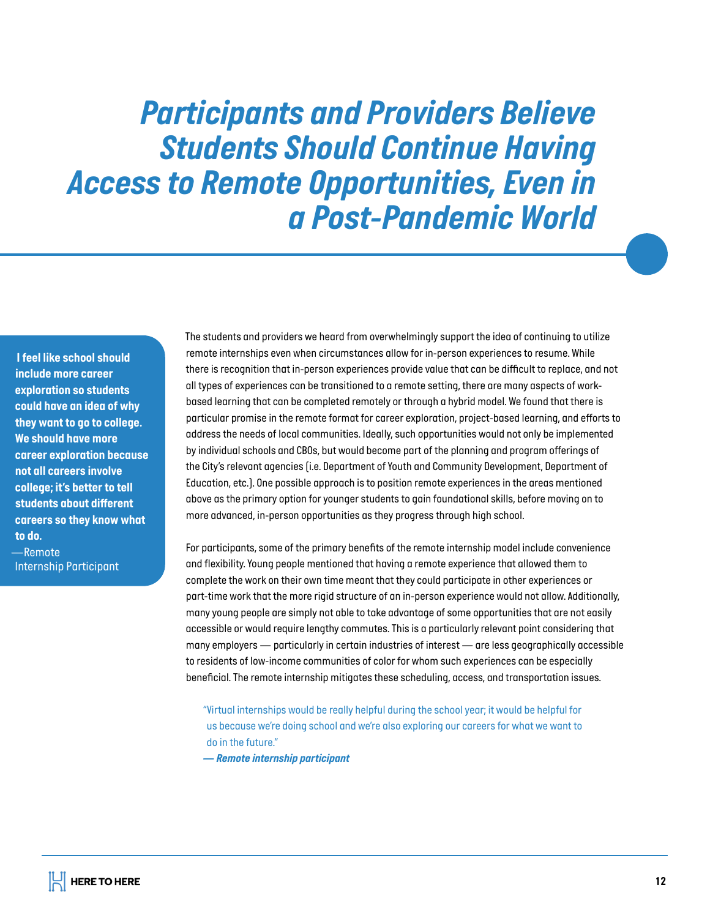# *Participants and Providers Believe Students Should Continue Having Access to Remote Opportunities, Even in a Post-Pandemic World*

> **I feel like school should include more career exploration so students could have an idea of why they want to go to college. We should have more career exploration because not all careers involve college; it's better to tell students about different careers so they know what to do.**
> —Remote Internship Participant

The students and providers we heard from overwhelmingly support the idea of continuing to utilize remote internships even when circumstances allow for in-person experiences to resume. While there is recognition that in-person experiences provide value that can be difficult to replace, and not all types of experiences can be transitioned to a remote setting, there are many aspects of work-based learning that can be completed remotely or through a hybrid model. We found that there is particular promise in the remote format for career exploration, project-based learning, and efforts to address the needs of local communities. Ideally, such opportunities would not only be implemented by individual schools and CBOs, but would become part of the planning and program offerings of the City's relevant agencies (i.e. Department of Youth and Community Development, Department of Education, etc.). One possible approach is to position remote experiences in the areas mentioned above as the primary option for younger students to gain foundational skills, before moving on to more advanced, in-person opportunities as they progress through high school.

For participants, some of the primary benefits of the remote internship model include convenience and flexibility. Young people mentioned that having a remote experience that allowed them to complete the work on their own time meant that they could participate in other experiences or part-time work that the more rigid structure of an in-person experience would not allow. Additionally, many young people are simply not able to take advantage of some opportunities that are not easily accessible or would require lengthy commutes. This is a particularly relevant point considering that many employers — particularly in certain industries of interest — are less geographically accessible to residents of low-income communities of color for whom such experiences can be especially beneficial. The remote internship mitigates these scheduling, access, and transportation issues.

> "Virtual internships would be really helpful during the school year; it would be helpful for us because we're doing school and we're also exploring our careers for what we want to do in the future."
> ***— Remote internship participant***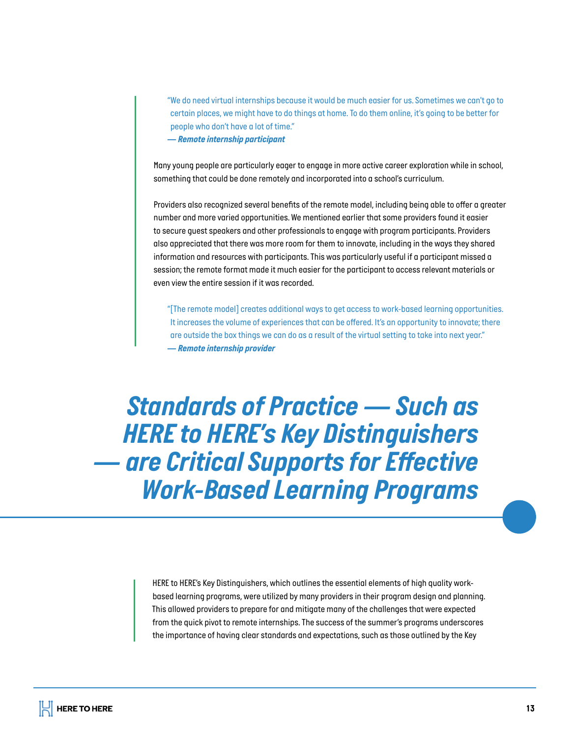> "We do need virtual internships because it would be much easier for us. Sometimes we can't go to certain places, we might have to do things at home. To do them online, it's going to be better for people who don't have a lot of time."
> **— *Remote internship participant***

Many young people are particularly eager to engage in more active career exploration while in school, something that could be done remotely and incorporated into a school's curriculum.

Providers also recognized several benefits of the remote model, including being able to offer a greater number and more varied opportunities. We mentioned earlier that some providers found it easier to secure guest speakers and other professionals to engage with program participants. Providers also appreciated that there was more room for them to innovate, including in the ways they shared information and resources with participants. This was particularly useful if a participant missed a session; the remote format made it much easier for the participant to access relevant materials or even view the entire session if it was recorded.

> "[The remote model] creates additional ways to get access to work-based learning opportunities. It increases the volume of experiences that can be offered. It's an opportunity to innovate; there are outside the box things we can do as a result of the virtual setting to take into next year."
> **— *Remote internship provider***

## *Standards of Practice — Such as HERE to HERE's Key Distinguishers — are Critical Supports for Effective Work-Based Learning Programs*

HERE to HERE's Key Distinguishers, which outlines the essential elements of high quality work-based learning programs, were utilized by many providers in their program design and planning. This allowed providers to prepare for and mitigate many of the challenges that were expected from the quick pivot to remote internships. The success of the summer's programs underscores the importance of having clear standards and expectations, such as those outlined by the Key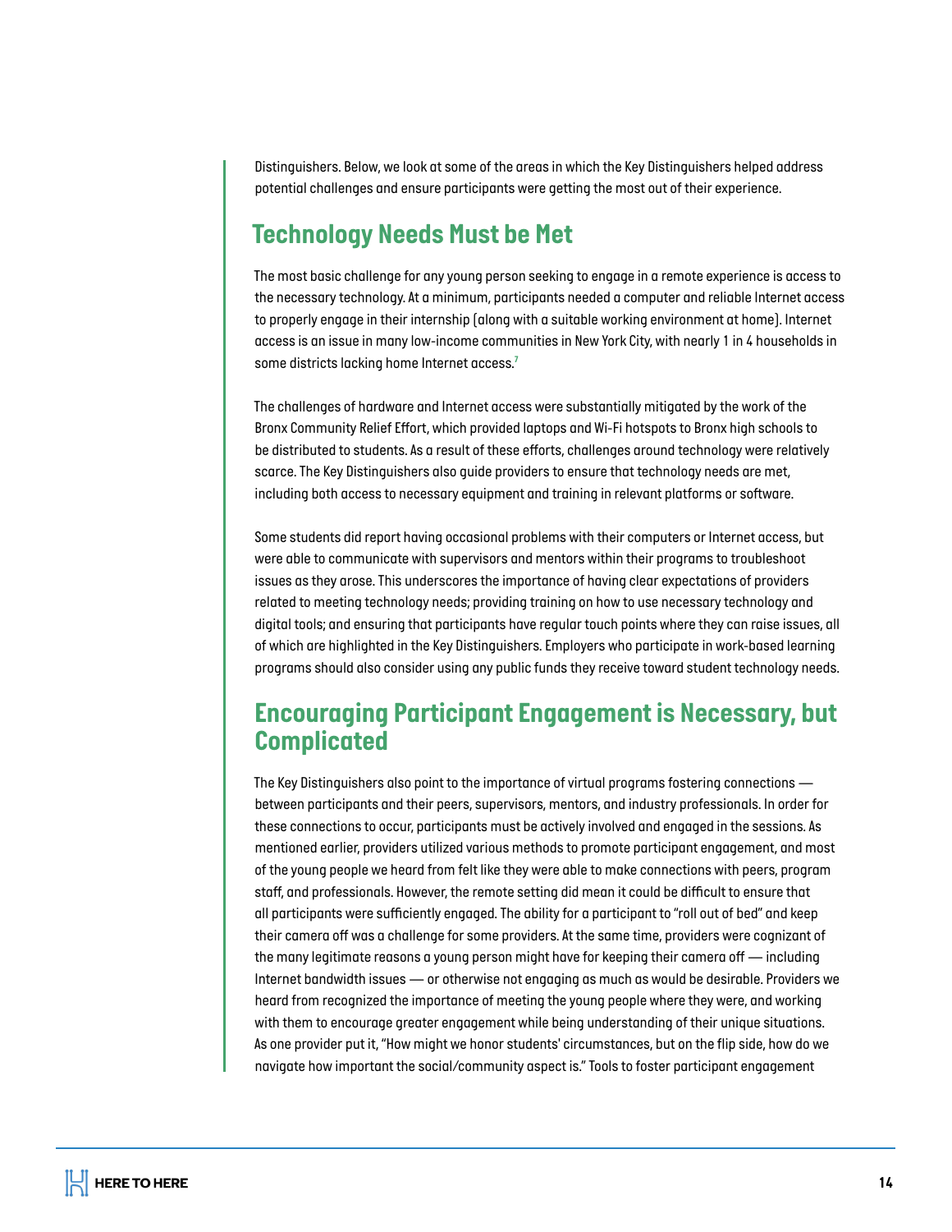Distinguishers. Below, we look at some of the areas in which the Key Distinguishers helped address potential challenges and ensure participants were getting the most out of their experience.

## Technology Needs Must be Met

The most basic challenge for any young person seeking to engage in a remote experience is access to the necessary technology. At a minimum, participants needed a computer and reliable Internet access to properly engage in their internship (along with a suitable working environment at home). Internet access is an issue in many low-income communities in New York City, with nearly 1 in 4 households in some districts lacking home Internet access.[7]

The challenges of hardware and Internet access were substantially mitigated by the work of the Bronx Community Relief Effort, which provided laptops and Wi-Fi hotspots to Bronx high schools to be distributed to students. As a result of these efforts, challenges around technology were relatively scarce. The Key Distinguishers also guide providers to ensure that technology needs are met, including both access to necessary equipment and training in relevant platforms or software.

Some students did report having occasional problems with their computers or Internet access, but were able to communicate with supervisors and mentors within their programs to troubleshoot issues as they arose. This underscores the importance of having clear expectations of providers related to meeting technology needs; providing training on how to use necessary technology and digital tools; and ensuring that participants have regular touch points where they can raise issues, all of which are highlighted in the Key Distinguishers. Employers who participate in work-based learning programs should also consider using any public funds they receive toward student technology needs.

## Encouraging Participant Engagement is Necessary, but Complicated

The Key Distinguishers also point to the importance of virtual programs fostering connections — between participants and their peers, supervisors, mentors, and industry professionals. In order for these connections to occur, participants must be actively involved and engaged in the sessions. As mentioned earlier, providers utilized various methods to promote participant engagement, and most of the young people we heard from felt like they were able to make connections with peers, program staff, and professionals. However, the remote setting did mean it could be difficult to ensure that all participants were sufficiently engaged. The ability for a participant to "roll out of bed" and keep their camera off was a challenge for some providers. At the same time, providers were cognizant of the many legitimate reasons a young person might have for keeping their camera off — including Internet bandwidth issues — or otherwise not engaging as much as would be desirable. Providers we heard from recognized the importance of meeting the young people where they were, and working with them to encourage greater engagement while being understanding of their unique situations. As one provider put it, "How might we honor students' circumstances, but on the flip side, how do we navigate how important the social/community aspect is." Tools to foster participant engagement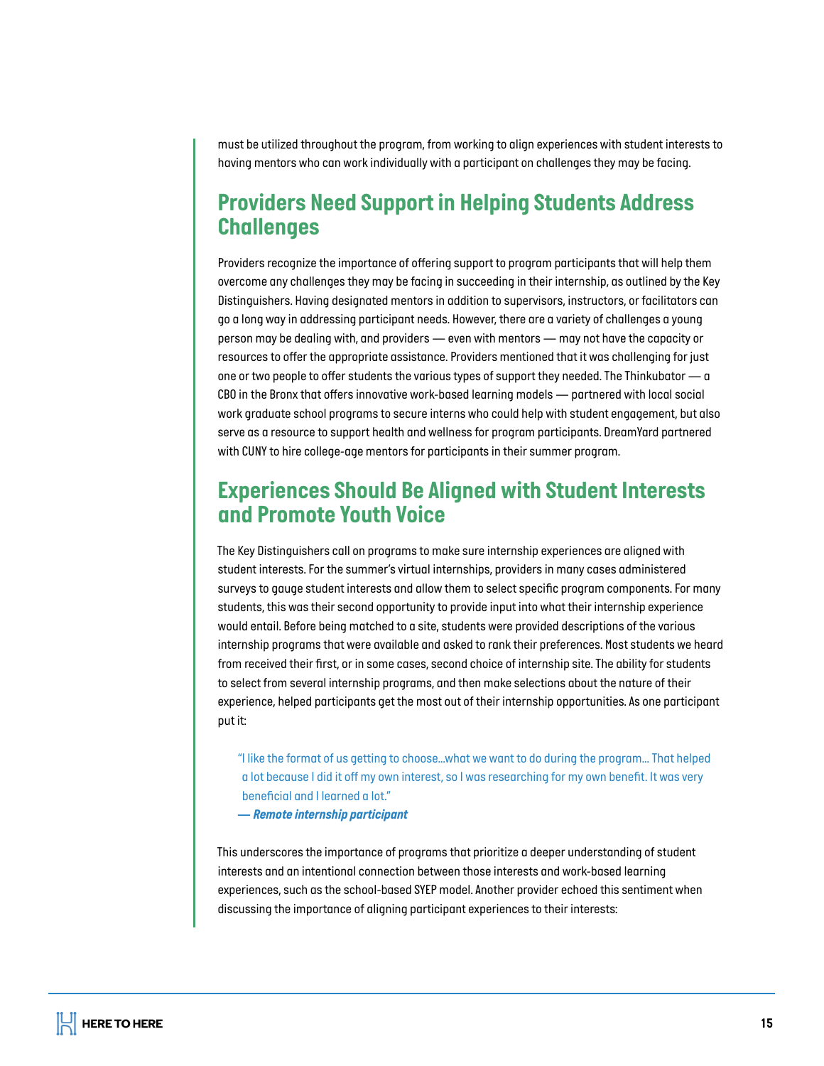must be utilized throughout the program, from working to align experiences with student interests to having mentors who can work individually with a participant on challenges they may be facing.

## Providers Need Support in Helping Students Address Challenges

Providers recognize the importance of offering support to program participants that will help them overcome any challenges they may be facing in succeeding in their internship, as outlined by the Key Distinguishers. Having designated mentors in addition to supervisors, instructors, or facilitators can go a long way in addressing participant needs. However, there are a variety of challenges a young person may be dealing with, and providers — even with mentors — may not have the capacity or resources to offer the appropriate assistance. Providers mentioned that it was challenging for just one or two people to offer students the various types of support they needed. The Thinkubator — a CBO in the Bronx that offers innovative work-based learning models — partnered with local social work graduate school programs to secure interns who could help with student engagement, but also serve as a resource to support health and wellness for program participants. DreamYard partnered with CUNY to hire college-age mentors for participants in their summer program.

## Experiences Should Be Aligned with Student Interests and Promote Youth Voice

The Key Distinguishers call on programs to make sure internship experiences are aligned with student interests. For the summer's virtual internships, providers in many cases administered surveys to gauge student interests and allow them to select specific program components. For many students, this was their second opportunity to provide input into what their internship experience would entail. Before being matched to a site, students were provided descriptions of the various internship programs that were available and asked to rank their preferences. Most students we heard from received their first, or in some cases, second choice of internship site. The ability for students to select from several internship programs, and then make selections about the nature of their experience, helped participants get the most out of their internship opportunities. As one participant put it:

> "I like the format of us getting to choose...what we want to do during the program... That helped a lot because I did it off my own interest, so I was researching for my own benefit. It was very beneficial and I learned a lot."
>
> ***— Remote internship participant***

This underscores the importance of programs that prioritize a deeper understanding of student interests and an intentional connection between those interests and work-based learning experiences, such as the school-based SYEP model. Another provider echoed this sentiment when discussing the importance of aligning participant experiences to their interests: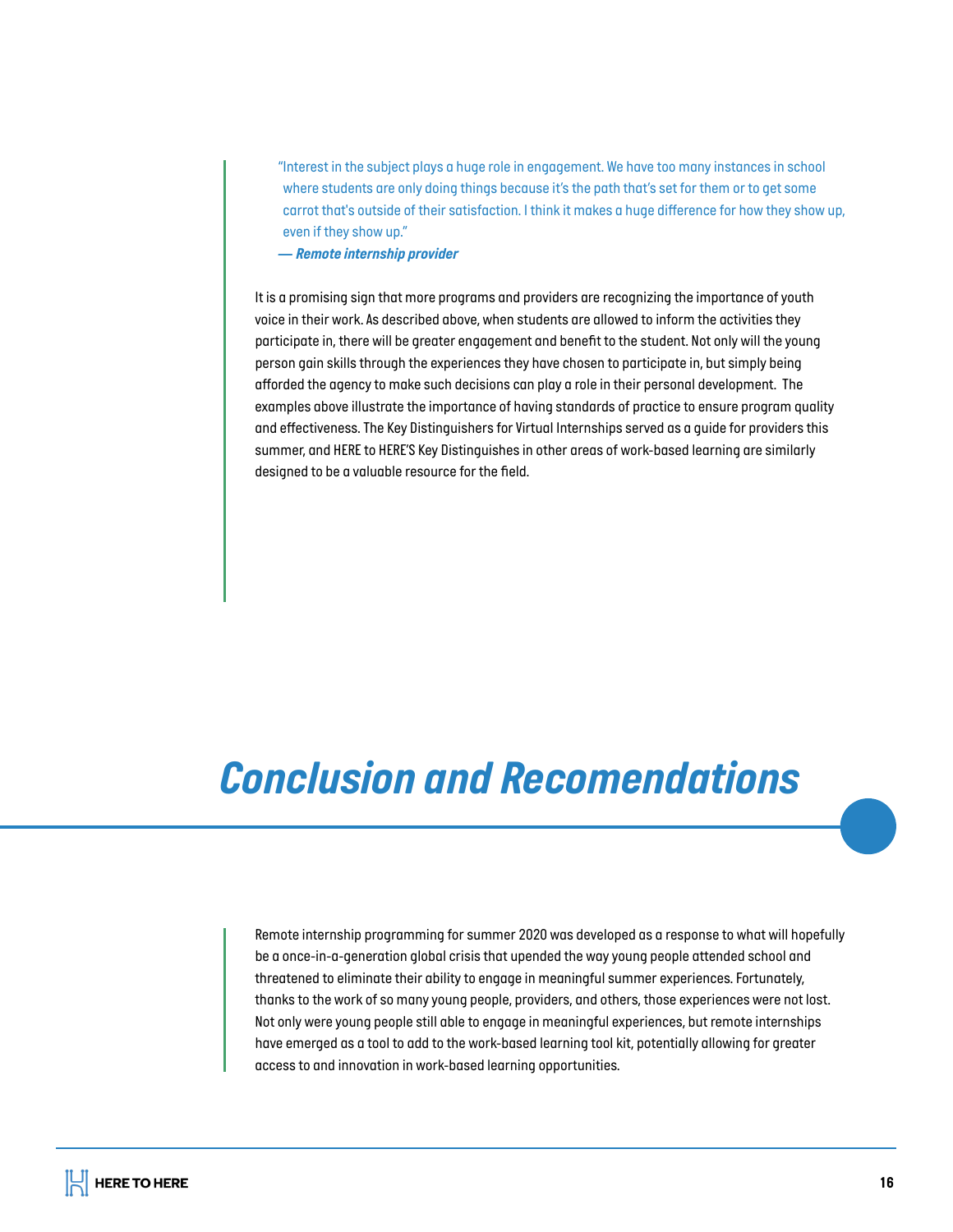> "Interest in the subject plays a huge role in engagement. We have too many instances in school where students are only doing things because it's the path that's set for them or to get some carrot that's outside of their satisfaction. I think it makes a huge difference for how they show up, even if they show up."
>
> ***— Remote internship provider***

It is a promising sign that more programs and providers are recognizing the importance of youth voice in their work. As described above, when students are allowed to inform the activities they participate in, there will be greater engagement and benefit to the student. Not only will the young person gain skills through the experiences they have chosen to participate in, but simply being afforded the agency to make such decisions can play a role in their personal development. The examples above illustrate the importance of having standards of practice to ensure program quality and effectiveness. The Key Distinguishers for Virtual Internships served as a guide for providers this summer, and HERE to HERE'S Key Distinguishes in other areas of work-based learning are similarly designed to be a valuable resource for the field.

# *Conclusion and Recomendations*

Remote internship programming for summer 2020 was developed as a response to what will hopefully be a once-in-a-generation global crisis that upended the way young people attended school and threatened to eliminate their ability to engage in meaningful summer experiences. Fortunately, thanks to the work of so many young people, providers, and others, those experiences were not lost. Not only were young people still able to engage in meaningful experiences, but remote internships have emerged as a tool to add to the work-based learning tool kit, potentially allowing for greater access to and innovation in work-based learning opportunities.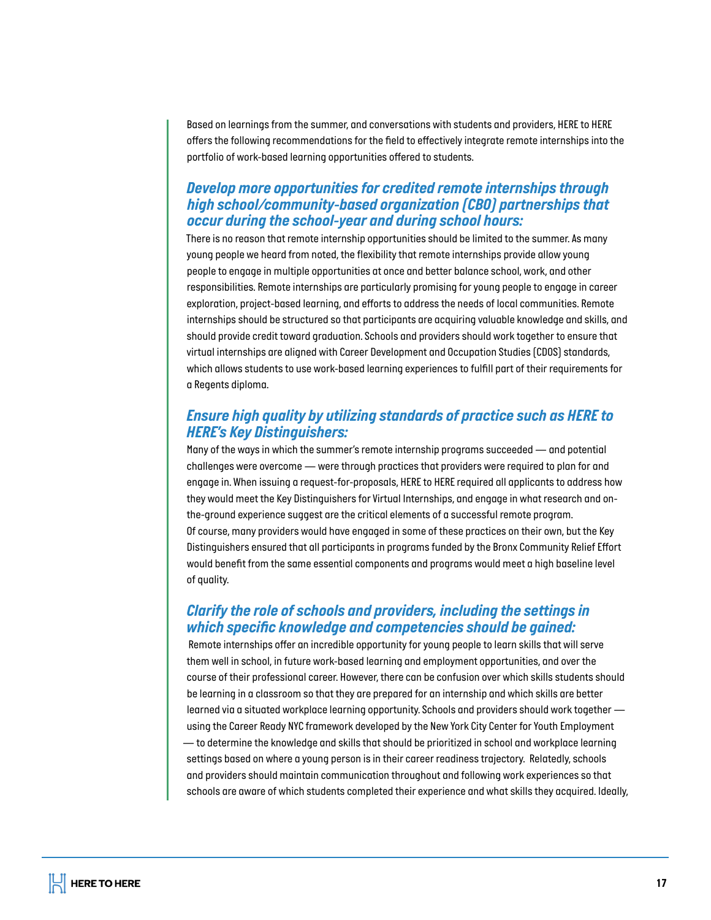Based on learnings from the summer, and conversations with students and providers, HERE to HERE offers the following recommendations for the field to effectively integrate remote internships into the portfolio of work-based learning opportunities offered to students.

### *Develop more opportunities for credited remote internships through high school/community-based organization (CBO) partnerships that occur during the school-year and during school hours:*

There is no reason that remote internship opportunities should be limited to the summer. As many young people we heard from noted, the flexibility that remote internships provide allow young people to engage in multiple opportunities at once and better balance school, work, and other responsibilities. Remote internships are particularly promising for young people to engage in career exploration, project-based learning, and efforts to address the needs of local communities. Remote internships should be structured so that participants are acquiring valuable knowledge and skills, and should provide credit toward graduation. Schools and providers should work together to ensure that virtual internships are aligned with Career Development and Occupation Studies (CDOS) standards, which allows students to use work-based learning experiences to fulfill part of their requirements for a Regents diploma.

### *Ensure high quality by utilizing standards of practice such as HERE to HERE's Key Distinguishers:*

Many of the ways in which the summer's remote internship programs succeeded — and potential challenges were overcome — were through practices that providers were required to plan for and engage in. When issuing a request-for-proposals, HERE to HERE required all applicants to address how they would meet the Key Distinguishers for Virtual Internships, and engage in what research and on-the-ground experience suggest are the critical elements of a successful remote program. Of course, many providers would have engaged in some of these practices on their own, but the Key Distinguishers ensured that all participants in programs funded by the Bronx Community Relief Effort would benefit from the same essential components and programs would meet a high baseline level of quality.

### *Clarify the role of schools and providers, including the settings in which specific knowledge and competencies should be gained:*

Remote internships offer an incredible opportunity for young people to learn skills that will serve them well in school, in future work-based learning and employment opportunities, and over the course of their professional career. However, there can be confusion over which skills students should be learning in a classroom so that they are prepared for an internship and which skills are better learned via a situated workplace learning opportunity. Schools and providers should work together — using the Career Ready NYC framework developed by the New York City Center for Youth Employment — to determine the knowledge and skills that should be prioritized in school and workplace learning settings based on where a young person is in their career readiness trajectory. Relatedly, schools and providers should maintain communication throughout and following work experiences so that schools are aware of which students completed their experience and what skills they acquired. Ideally,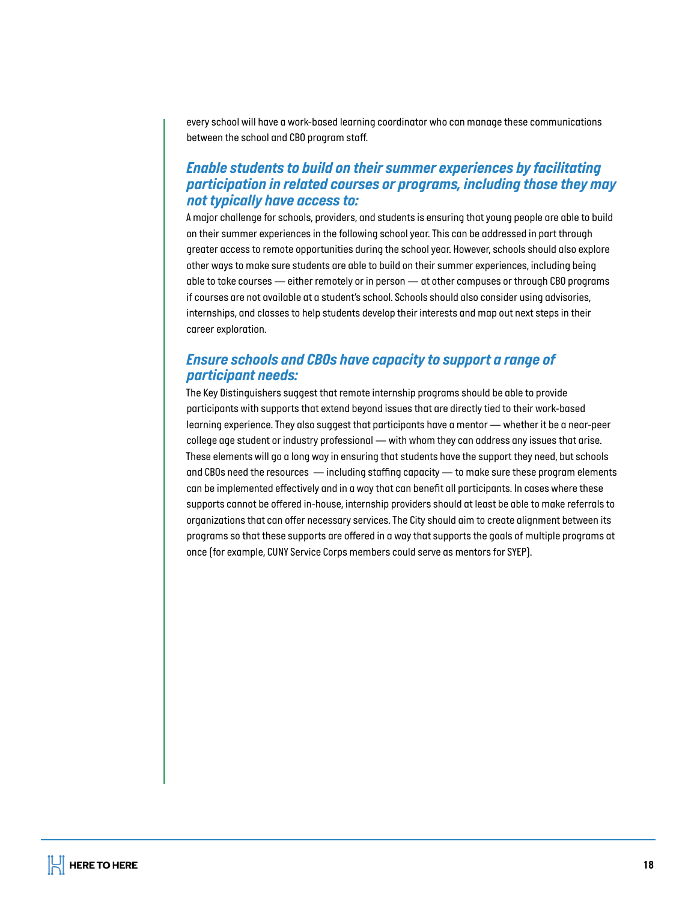every school will have a work-based learning coordinator who can manage these communications between the school and CBO program staff.

### *Enable students to build on their summer experiences by facilitating participation in related courses or programs, including those they may not typically have access to:*

A major challenge for schools, providers, and students is ensuring that young people are able to build on their summer experiences in the following school year. This can be addressed in part through greater access to remote opportunities during the school year. However, schools should also explore other ways to make sure students are able to build on their summer experiences, including being able to take courses — either remotely or in person — at other campuses or through CBO programs if courses are not available at a student's school. Schools should also consider using advisories, internships, and classes to help students develop their interests and map out next steps in their career exploration.

### *Ensure schools and CBOs have capacity to support a range of participant needs:*

The Key Distinguishers suggest that remote internship programs should be able to provide participants with supports that extend beyond issues that are directly tied to their work-based learning experience. They also suggest that participants have a mentor — whether it be a near-peer college age student or industry professional — with whom they can address any issues that arise. These elements will go a long way in ensuring that students have the support they need, but schools and CBOs need the resources — including staffing capacity — to make sure these program elements can be implemented effectively and in a way that can benefit all participants. In cases where these supports cannot be offered in-house, internship providers should at least be able to make referrals to organizations that can offer necessary services. The City should aim to create alignment between its programs so that these supports are offered in a way that supports the goals of multiple programs at once (for example, CUNY Service Corps members could serve as mentors for SYEP).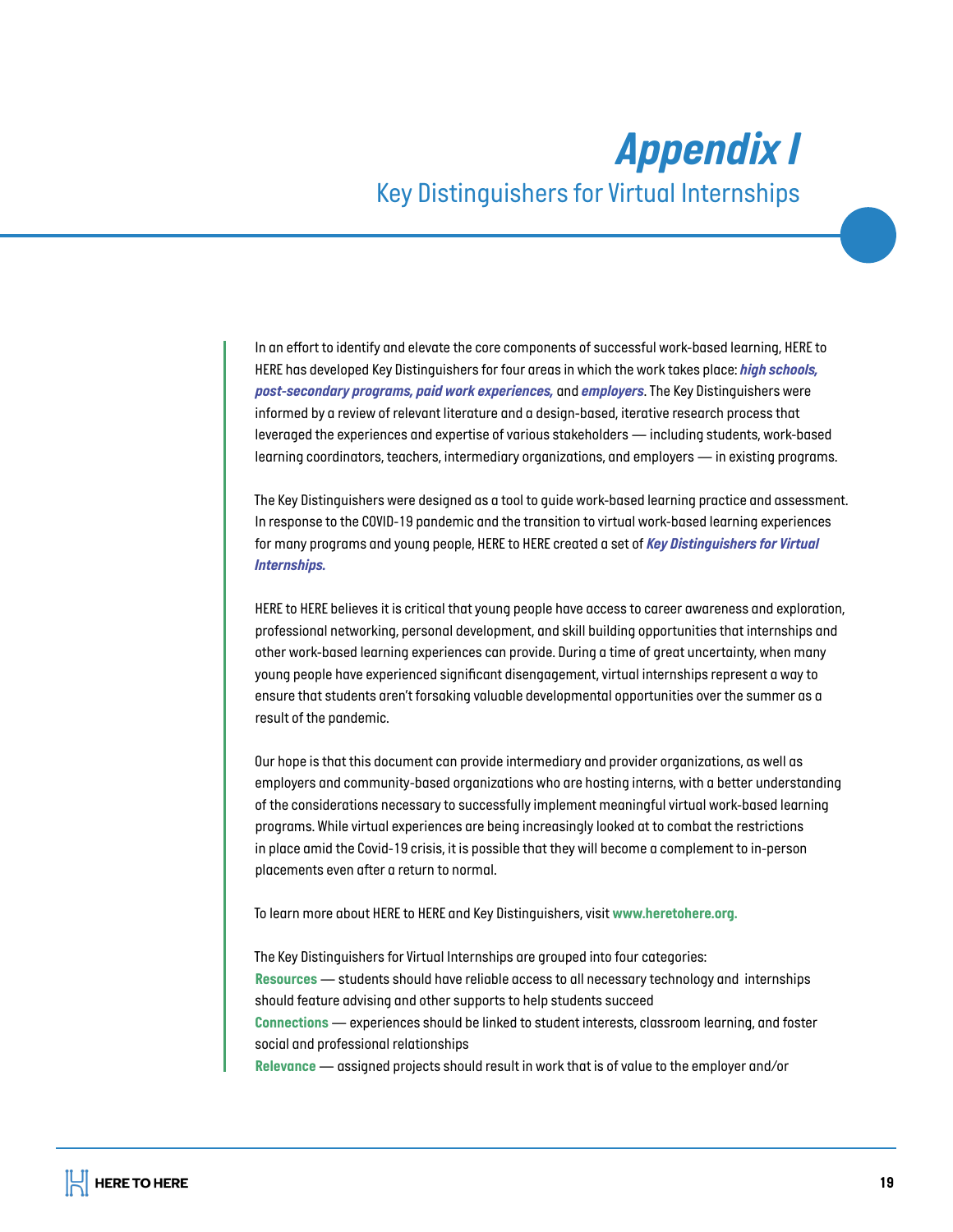# Appendix I

## Key Distinguishers for Virtual Internships

In an effort to identify and elevate the core components of successful work-based learning, HERE to HERE has developed Key Distinguishers for four areas in which the work takes place: ***high schools, post-secondary programs, paid work experiences,*** and ***employers***. The Key Distinguishers were informed by a review of relevant literature and a design-based, iterative research process that leveraged the experiences and expertise of various stakeholders — including students, work-based learning coordinators, teachers, intermediary organizations, and employers — in existing programs.

The Key Distinguishers were designed as a tool to guide work-based learning practice and assessment. In response to the COVID-19 pandemic and the transition to virtual work-based learning experiences for many programs and young people, HERE to HERE created a set of ***Key Distinguishers for Virtual Internships.***

HERE to HERE believes it is critical that young people have access to career awareness and exploration, professional networking, personal development, and skill building opportunities that internships and other work-based learning experiences can provide. During a time of great uncertainty, when many young people have experienced significant disengagement, virtual internships represent a way to ensure that students aren't forsaking valuable developmental opportunities over the summer as a result of the pandemic.

Our hope is that this document can provide intermediary and provider organizations, as well as employers and community-based organizations who are hosting interns, with a better understanding of the considerations necessary to successfully implement meaningful virtual work-based learning programs. While virtual experiences are being increasingly looked at to combat the restrictions in place amid the Covid-19 crisis, it is possible that they will become a complement to in-person placements even after a return to normal.

To learn more about HERE to HERE and Key Distinguishers, visit **www.heretohere.org.**

The Key Distinguishers for Virtual Internships are grouped into four categories:

**Resources** — students should have reliable access to all necessary technology and internships should feature advising and other supports to help students succeed

**Connections** — experiences should be linked to student interests, classroom learning, and foster social and professional relationships

**Relevance** — assigned projects should result in work that is of value to the employer and/or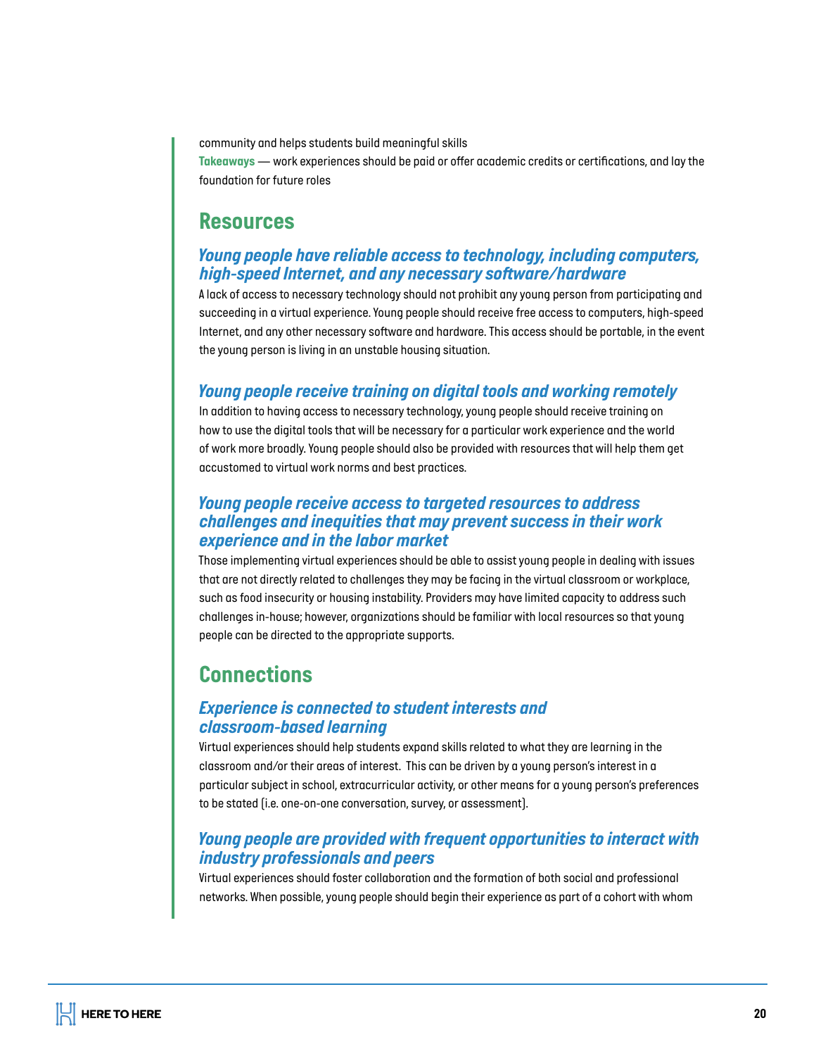community and helps students build meaningful skills

**Takeaways** — work experiences should be paid or offer academic credits or certifications, and lay the foundation for future roles

## Resources

### *Young people have reliable access to technology, including computers, high-speed Internet, and any necessary software/hardware*

A lack of access to necessary technology should not prohibit any young person from participating and succeeding in a virtual experience. Young people should receive free access to computers, high-speed Internet, and any other necessary software and hardware. This access should be portable, in the event the young person is living in an unstable housing situation.

### *Young people receive training on digital tools and working remotely*

In addition to having access to necessary technology, young people should receive training on how to use the digital tools that will be necessary for a particular work experience and the world of work more broadly. Young people should also be provided with resources that will help them get accustomed to virtual work norms and best practices.

### *Young people receive access to targeted resources to address challenges and inequities that may prevent success in their work experience and in the labor market*

Those implementing virtual experiences should be able to assist young people in dealing with issues that are not directly related to challenges they may be facing in the virtual classroom or workplace, such as food insecurity or housing instability. Providers may have limited capacity to address such challenges in-house; however, organizations should be familiar with local resources so that young people can be directed to the appropriate supports.

## Connections

### *Experience is connected to student interests and classroom-based learning*

Virtual experiences should help students expand skills related to what they are learning in the classroom and/or their areas of interest. This can be driven by a young person's interest in a particular subject in school, extracurricular activity, or other means for a young person's preferences to be stated (i.e. one-on-one conversation, survey, or assessment).

### *Young people are provided with frequent opportunities to interact with industry professionals and peers*

Virtual experiences should foster collaboration and the formation of both social and professional networks. When possible, young people should begin their experience as part of a cohort with whom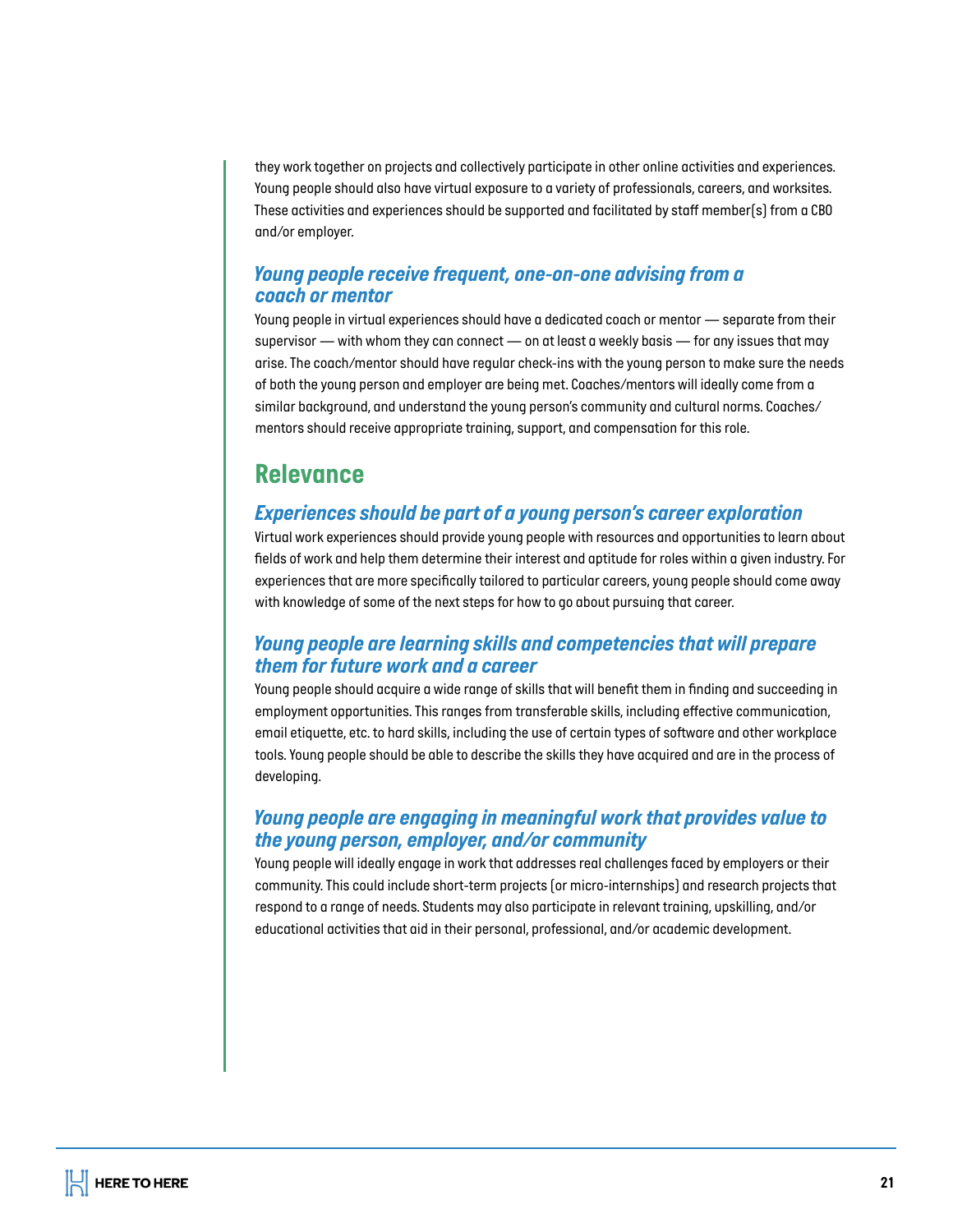they work together on projects and collectively participate in other online activities and experiences. Young people should also have virtual exposure to a variety of professionals, careers, and worksites. These activities and experiences should be supported and facilitated by staff member(s) from a CBO and/or employer.

### *Young people receive frequent, one-on-one advising from a coach or mentor*

Young people in virtual experiences should have a dedicated coach or mentor — separate from their supervisor — with whom they can connect — on at least a weekly basis — for any issues that may arise. The coach/mentor should have regular check-ins with the young person to make sure the needs of both the young person and employer are being met. Coaches/mentors will ideally come from a similar background, and understand the young person's community and cultural norms. Coaches/mentors should receive appropriate training, support, and compensation for this role.

## Relevance

### *Experiences should be part of a young person's career exploration*

Virtual work experiences should provide young people with resources and opportunities to learn about fields of work and help them determine their interest and aptitude for roles within a given industry. For experiences that are more specifically tailored to particular careers, young people should come away with knowledge of some of the next steps for how to go about pursuing that career.

### *Young people are learning skills and competencies that will prepare them for future work and a career*

Young people should acquire a wide range of skills that will benefit them in finding and succeeding in employment opportunities. This ranges from transferable skills, including effective communication, email etiquette, etc. to hard skills, including the use of certain types of software and other workplace tools. Young people should be able to describe the skills they have acquired and are in the process of developing.

### *Young people are engaging in meaningful work that provides value to the young person, employer, and/or community*

Young people will ideally engage in work that addresses real challenges faced by employers or their community. This could include short-term projects (or micro-internships) and research projects that respond to a range of needs. Students may also participate in relevant training, upskilling, and/or educational activities that aid in their personal, professional, and/or academic development.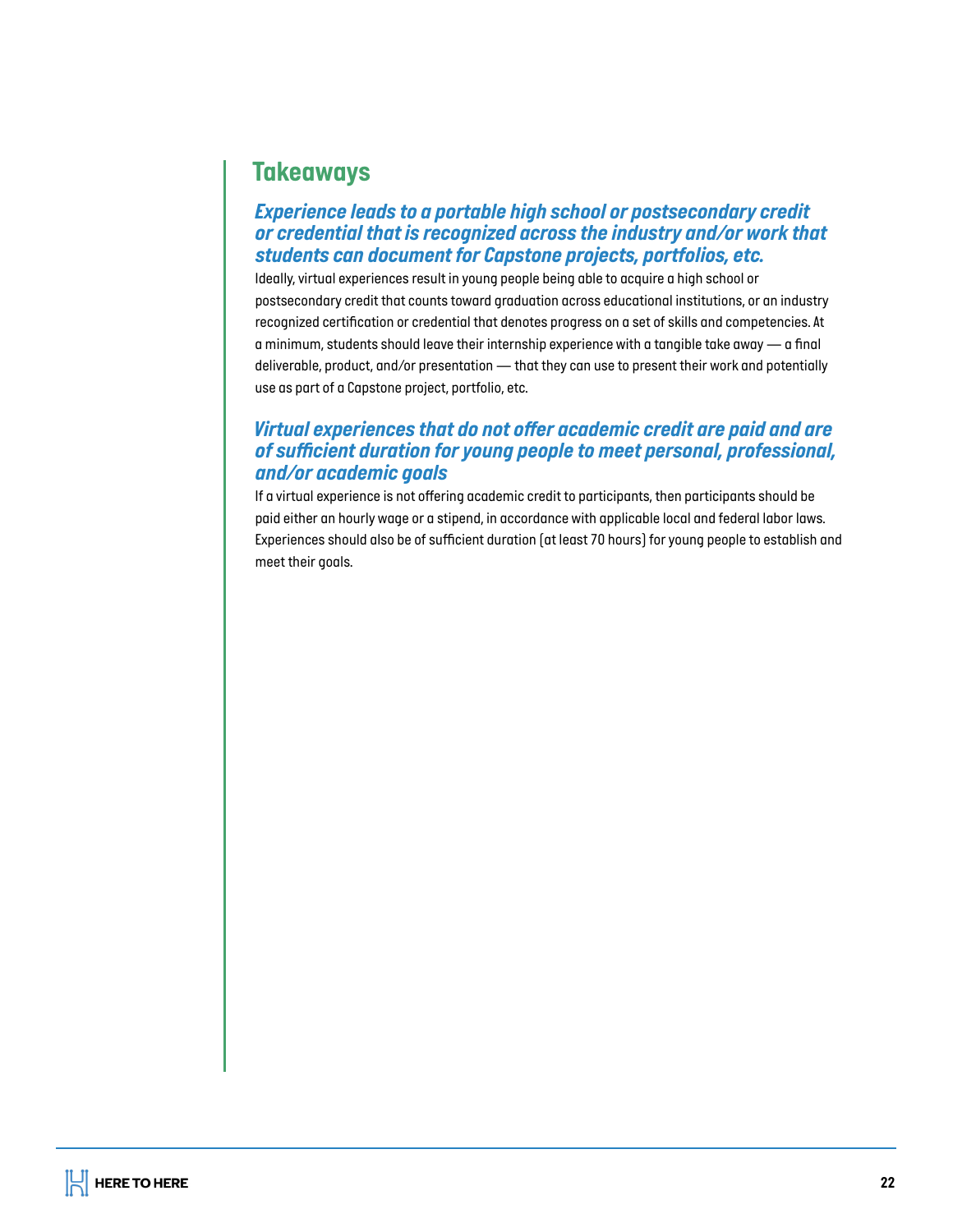## Takeaways

### *Experience leads to a portable high school or postsecondary credit or credential that is recognized across the industry and/or work that students can document for Capstone projects, portfolios, etc.*

Ideally, virtual experiences result in young people being able to acquire a high school or postsecondary credit that counts toward graduation across educational institutions, or an industry recognized certification or credential that denotes progress on a set of skills and competencies. At a minimum, students should leave their internship experience with a tangible take away — a final deliverable, product, and/or presentation — that they can use to present their work and potentially use as part of a Capstone project, portfolio, etc.

### *Virtual experiences that do not offer academic credit are paid and are of sufficient duration for young people to meet personal, professional, and/or academic goals*

If a virtual experience is not offering academic credit to participants, then participants should be paid either an hourly wage or a stipend, in accordance with applicable local and federal labor laws. Experiences should also be of sufficient duration (at least 70 hours) for young people to establish and meet their goals.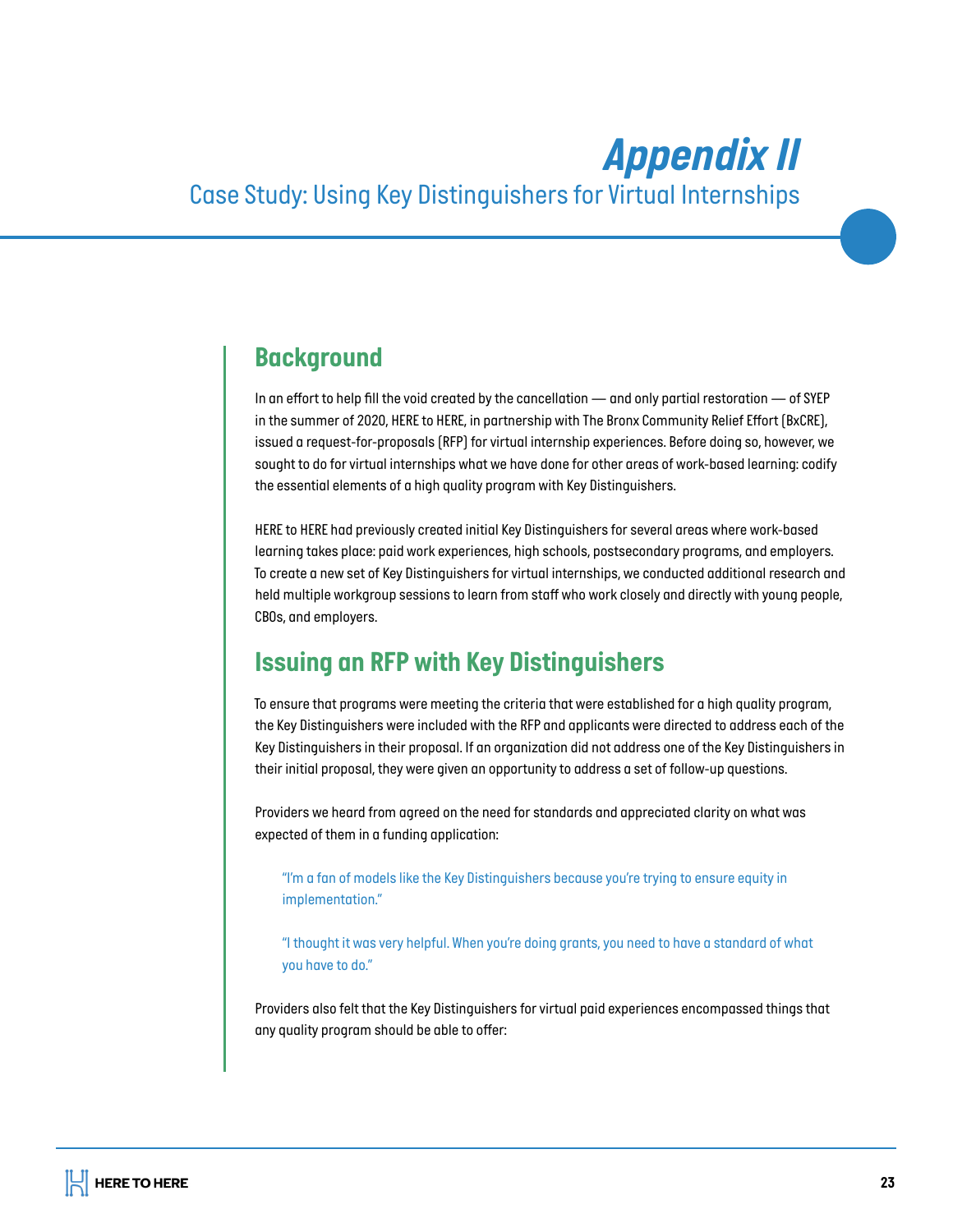# Appendix II

## Case Study: Using Key Distinguishers for Virtual Internships

### Background

In an effort to help fill the void created by the cancellation — and only partial restoration — of SYEP in the summer of 2020, HERE to HERE, in partnership with The Bronx Community Relief Effort (BxCRE), issued a request-for-proposals (RFP) for virtual internship experiences. Before doing so, however, we sought to do for virtual internships what we have done for other areas of work-based learning: codify the essential elements of a high quality program with Key Distinguishers.

HERE to HERE had previously created initial Key Distinguishers for several areas where work-based learning takes place: paid work experiences, high schools, postsecondary programs, and employers. To create a new set of Key Distinguishers for virtual internships, we conducted additional research and held multiple workgroup sessions to learn from staff who work closely and directly with young people, CBOs, and employers.

### Issuing an RFP with Key Distinguishers

To ensure that programs were meeting the criteria that were established for a high quality program, the Key Distinguishers were included with the RFP and applicants were directed to address each of the Key Distinguishers in their proposal. If an organization did not address one of the Key Distinguishers in their initial proposal, they were given an opportunity to address a set of follow-up questions.

Providers we heard from agreed on the need for standards and appreciated clarity on what was expected of them in a funding application:

> "I'm a fan of models like the Key Distinguishers because you're trying to ensure equity in implementation."

> "I thought it was very helpful. When you're doing grants, you need to have a standard of what you have to do."

Providers also felt that the Key Distinguishers for virtual paid experiences encompassed things that any quality program should be able to offer: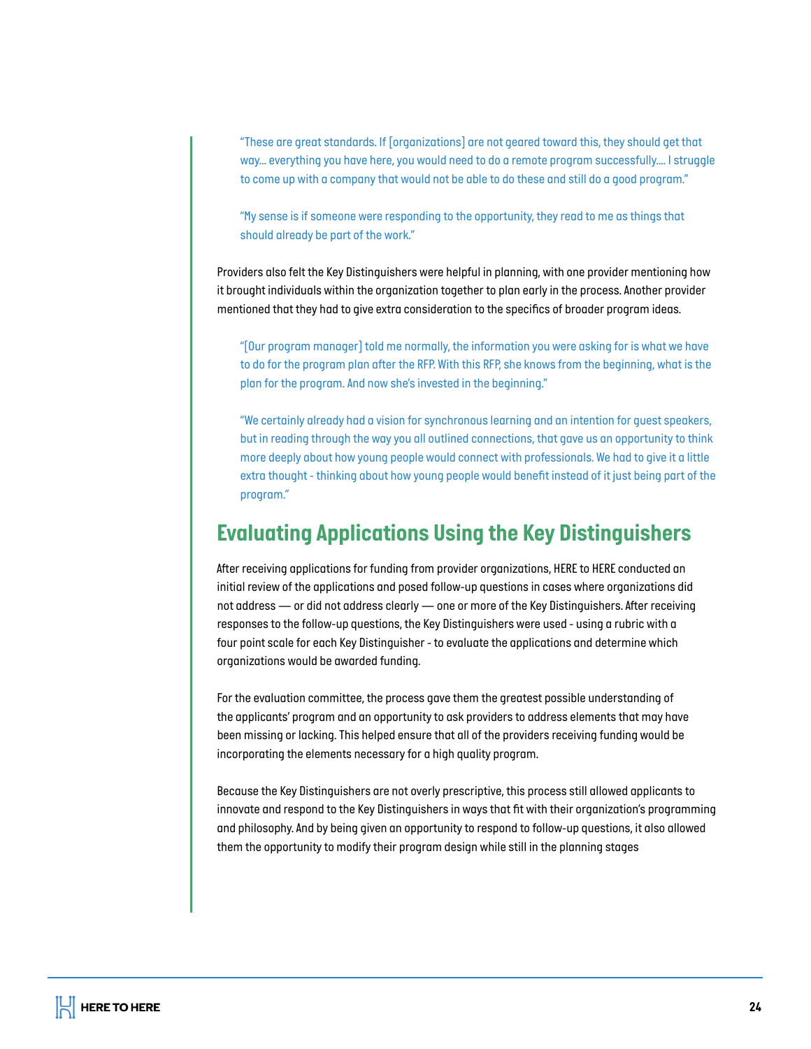> "These are great standards. If [organizations] are not geared toward this, they should get that way... everything you have here, you would need to do a remote program successfully.... I struggle to come up with a company that would not be able to do these and still do a good program."

> "My sense is if someone were responding to the opportunity, they read to me as things that should already be part of the work."

Providers also felt the Key Distinguishers were helpful in planning, with one provider mentioning how it brought individuals within the organization together to plan early in the process. Another provider mentioned that they had to give extra consideration to the specifics of broader program ideas.

> "[Our program manager] told me normally, the information you were asking for is what we have to do for the program plan after the RFP. With this RFP, she knows from the beginning, what is the plan for the program. And now she's invested in the beginning."

> "We certainly already had a vision for synchronous learning and an intention for guest speakers, but in reading through the way you all outlined connections, that gave us an opportunity to think more deeply about how young people would connect with professionals. We had to give it a little extra thought - thinking about how young people would benefit instead of it just being part of the program."

## Evaluating Applications Using the Key Distinguishers

After receiving applications for funding from provider organizations, HERE to HERE conducted an initial review of the applications and posed follow-up questions in cases where organizations did not address — or did not address clearly — one or more of the Key Distinguishers. After receiving responses to the follow-up questions, the Key Distinguishers were used - using a rubric with a four point scale for each Key Distinguisher - to evaluate the applications and determine which organizations would be awarded funding.

For the evaluation committee, the process gave them the greatest possible understanding of the applicants' program and an opportunity to ask providers to address elements that may have been missing or lacking. This helped ensure that all of the providers receiving funding would be incorporating the elements necessary for a high quality program.

Because the Key Distinguishers are not overly prescriptive, this process still allowed applicants to innovate and respond to the Key Distinguishers in ways that fit with their organization's programming and philosophy. And by being given an opportunity to respond to follow-up questions, it also allowed them the opportunity to modify their program design while still in the planning stages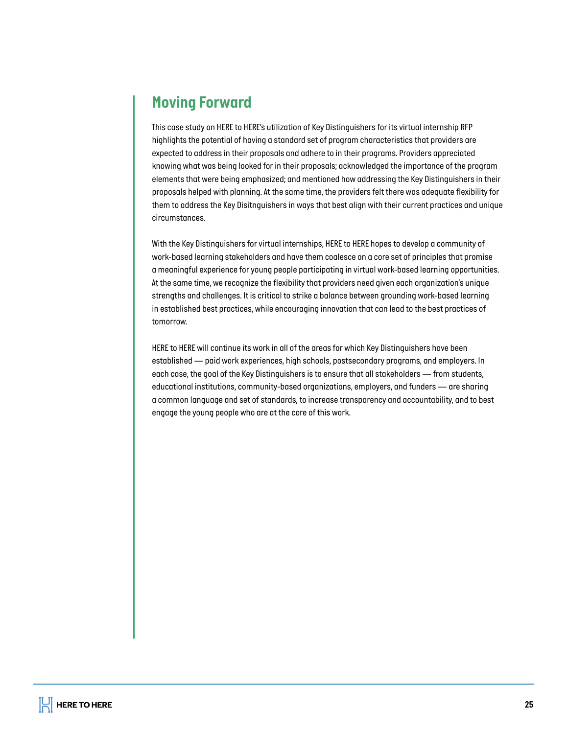## Moving Forward

This case study on HERE to HERE's utilization of Key Distinguishers for its virtual internship RFP highlights the potential of having a standard set of program characteristics that providers are expected to address in their proposals and adhere to in their programs. Providers appreciated knowing what was being looked for in their proposals; acknowledged the importance of the program elements that were being emphasized; and mentioned how addressing the Key Distinguishers in their proposals helped with planning. At the same time, the providers felt there was adequate flexibility for them to address the Key Disitnguishers in ways that best align with their current practices and unique circumstances.

With the Key Distinguishers for virtual internships, HERE to HERE hopes to develop a community of work-based learning stakeholders and have them coalesce on a core set of principles that promise a meaningful experience for young people participating in virtual work-based learning opportunities. At the same time, we recognize the flexibility that providers need given each organization's unique strengths and challenges. It is critical to strike a balance between grounding work-based learning in established best practices, while encouraging innovation that can lead to the best practices of tomorrow.

HERE to HERE will continue its work in all of the areas for which Key Distinguishers have been established — paid work experiences, high schools, postsecondary programs, and employers. In each case, the goal of the Key Distinguishers is to ensure that all stakeholders — from students, educational institutions, community-based organizations, employers, and funders — are sharing a common language and set of standards, to increase transparency and accountability, and to best engage the young people who are at the core of this work.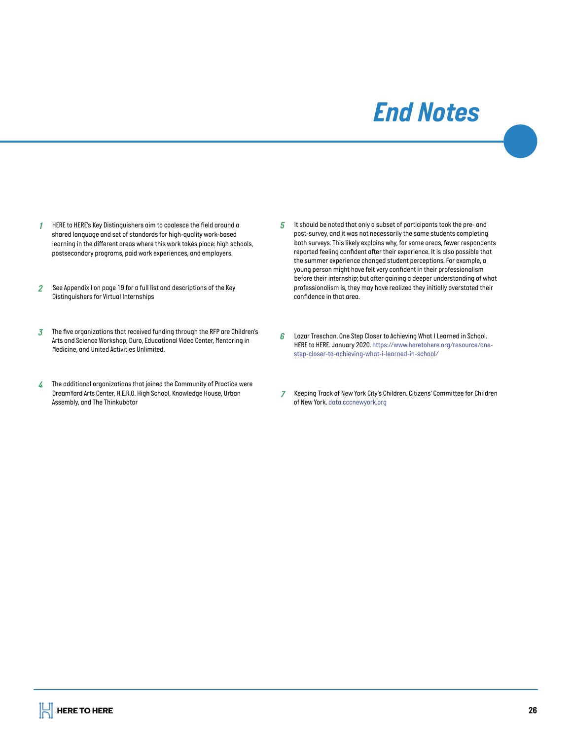# End Notes

1. HERE to HERE's Key Distinguishers aim to coalesce the field around a shared language and set of standards for high-quality work-based learning in the different areas where this work takes place: high schools, postsecondary programs, paid work experiences, and employers.

2. See Appendix I on page 19 for a full list and descriptions of the Key Distinguishers for Virtual Internships

3. The five organizations that received funding through the RFP are Children's Arts and Science Workshop, Duro, Educational Video Center, Mentoring in Medicine, and United Activities Unlimited.

4. The additional organizations that joined the Community of Practice were DreamYard Arts Center, H.E.R.O. High School, Knowledge House, Urban Assembly, and The Thinkubator

5. It should be noted that only a subset of participants took the pre- and post-survey, and it was not necessarily the same students completing both surveys. This likely explains why, for some areas, fewer respondents reported feeling confident after their experience. It is also possible that the summer experience changed student perceptions. For example, a young person might have felt very confident in their professionalism before their internship; but after gaining a deeper understanding of what professionalism is, they may have realized they initially overstated their confidence in that area.

6. Lazar Treschan. One Step Closer to Achieving What I Learned in School. HERE to HERE. January 2020. https://www.heretohere.org/resource/one-step-closer-to-achieving-what-i-learned-in-school/

7. Keeping Track of New York City's Children. Citizens' Committee for Children of New York. data.cccnewyork.org